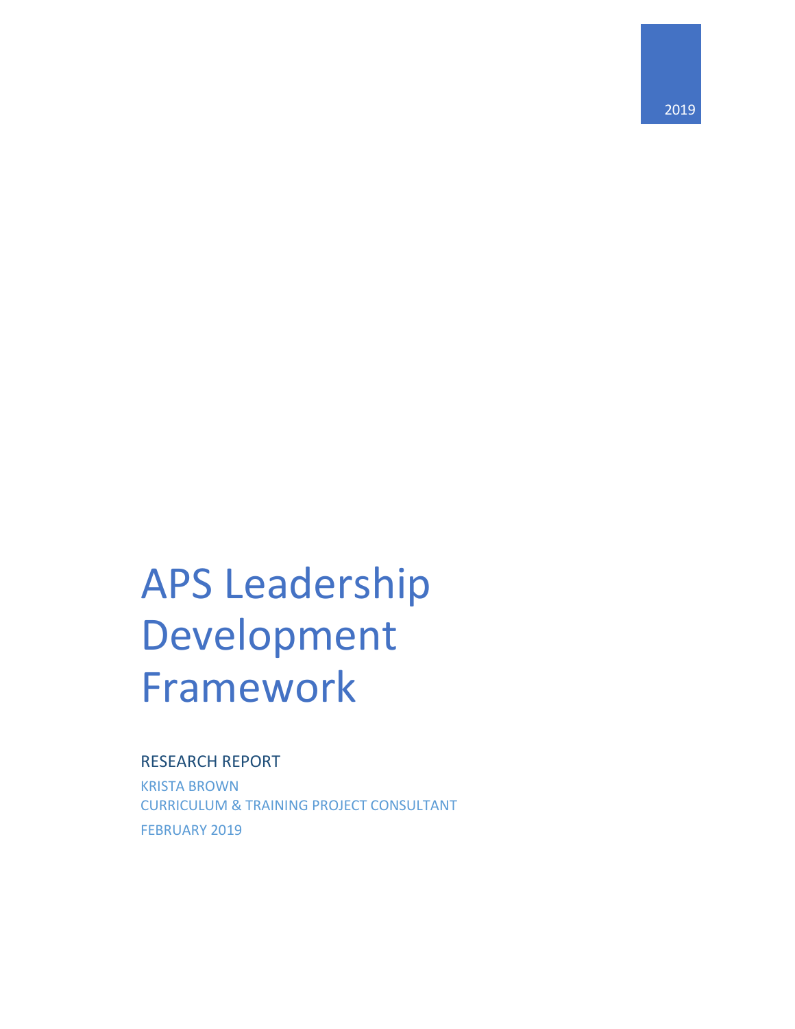2019

# APS Leadership Development Framework

## RESEARCH REPORT

KRISTA BROWN
CURRICULUM & TRAINING PROJECT CONSULTANT

FEBRUARY 2019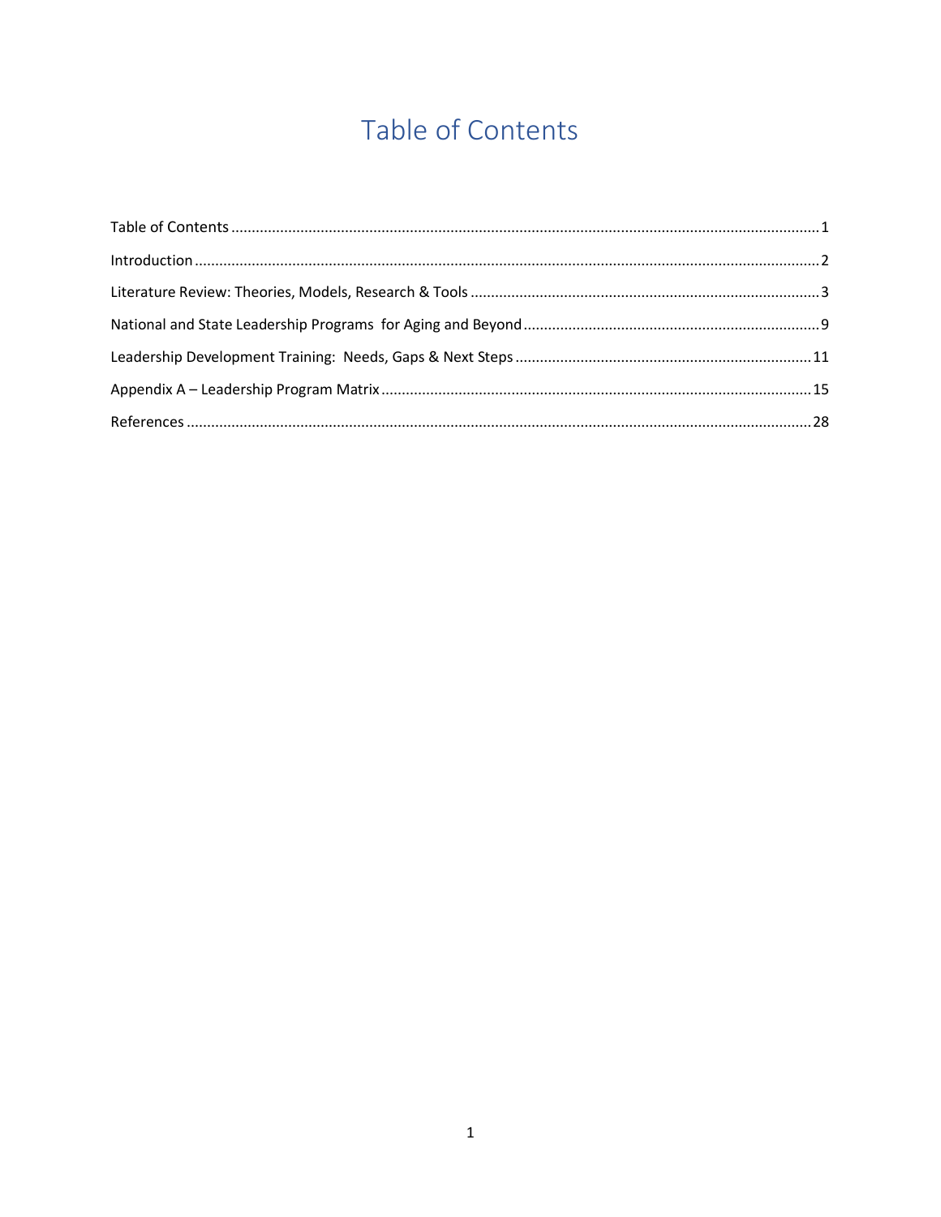# Table of Contents

Table of Contents .......... 1

Introduction .......... 2

Literature Review: Theories, Models, Research & Tools .......... 3

National and State Leadership Programs for Aging and Beyond .......... 9

Leadership Development Training: Needs, Gaps & Next Steps .......... 11

Appendix A – Leadership Program Matrix .......... 15

References .......... 28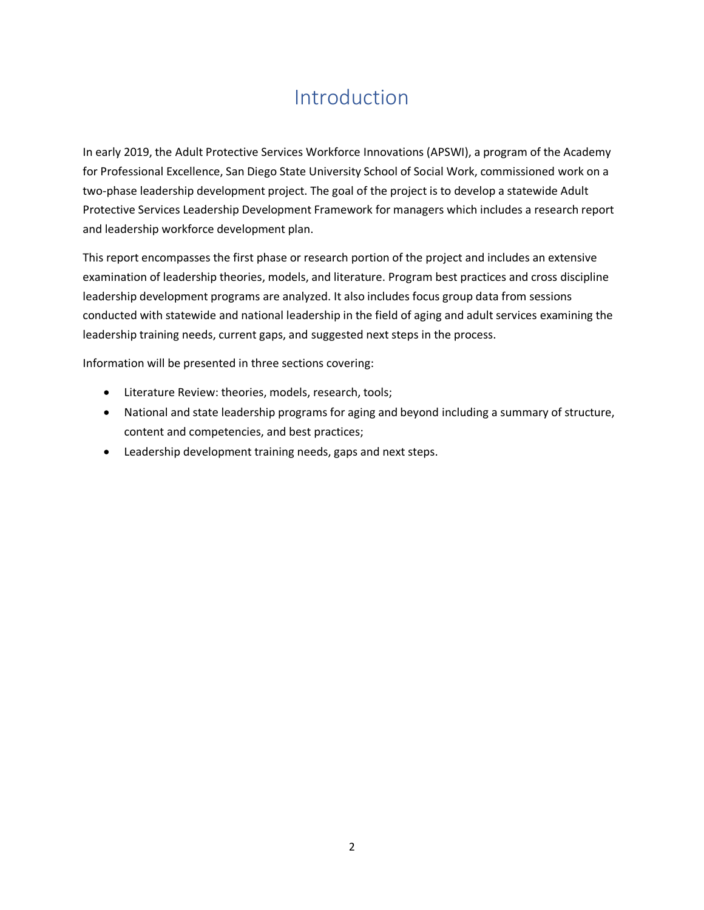# Introduction

In early 2019, the Adult Protective Services Workforce Innovations (APSWI), a program of the Academy for Professional Excellence, San Diego State University School of Social Work, commissioned work on a two-phase leadership development project. The goal of the project is to develop a statewide Adult Protective Services Leadership Development Framework for managers which includes a research report and leadership workforce development plan.

This report encompasses the first phase or research portion of the project and includes an extensive examination of leadership theories, models, and literature. Program best practices and cross discipline leadership development programs are analyzed. It also includes focus group data from sessions conducted with statewide and national leadership in the field of aging and adult services examining the leadership training needs, current gaps, and suggested next steps in the process.

Information will be presented in three sections covering:

- Literature Review: theories, models, research, tools;
- National and state leadership programs for aging and beyond including a summary of structure, content and competencies, and best practices;
- Leadership development training needs, gaps and next steps.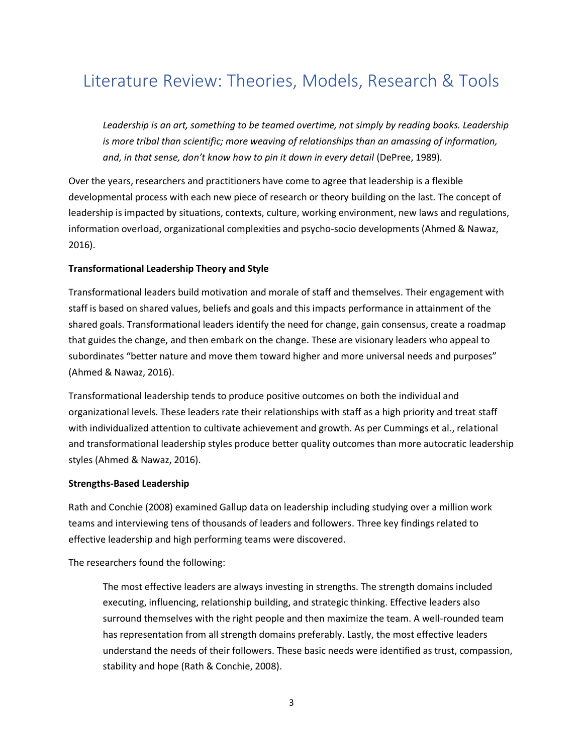# Literature Review: Theories, Models, Research & Tools

> *Leadership is an art, something to be teamed overtime, not simply by reading books. Leadership is more tribal than scientific; more weaving of relationships than an amassing of information, and, in that sense, don't know how to pin it down in every detail* (DePree, 1989).

Over the years, researchers and practitioners have come to agree that leadership is a flexible developmental process with each new piece of research or theory building on the last. The concept of leadership is impacted by situations, contexts, culture, working environment, new laws and regulations, information overload, organizational complexities and psycho-socio developments (Ahmed & Nawaz, 2016).

**Transformational Leadership Theory and Style**

Transformational leaders build motivation and morale of staff and themselves. Their engagement with staff is based on shared values, beliefs and goals and this impacts performance in attainment of the shared goals. Transformational leaders identify the need for change, gain consensus, create a roadmap that guides the change, and then embark on the change. These are visionary leaders who appeal to subordinates "better nature and move them toward higher and more universal needs and purposes" (Ahmed & Nawaz, 2016).

Transformational leadership tends to produce positive outcomes on both the individual and organizational levels. These leaders rate their relationships with staff as a high priority and treat staff with individualized attention to cultivate achievement and growth. As per Cummings et al., relational and transformational leadership styles produce better quality outcomes than more autocratic leadership styles (Ahmed & Nawaz, 2016).

**Strengths-Based Leadership**

Rath and Conchie (2008) examined Gallup data on leadership including studying over a million work teams and interviewing tens of thousands of leaders and followers. Three key findings related to effective leadership and high performing teams were discovered.

The researchers found the following:

> The most effective leaders are always investing in strengths. The strength domains included executing, influencing, relationship building, and strategic thinking. Effective leaders also surround themselves with the right people and then maximize the team. A well-rounded team has representation from all strength domains preferably. Lastly, the most effective leaders understand the needs of their followers. These basic needs were identified as trust, compassion, stability and hope (Rath & Conchie, 2008).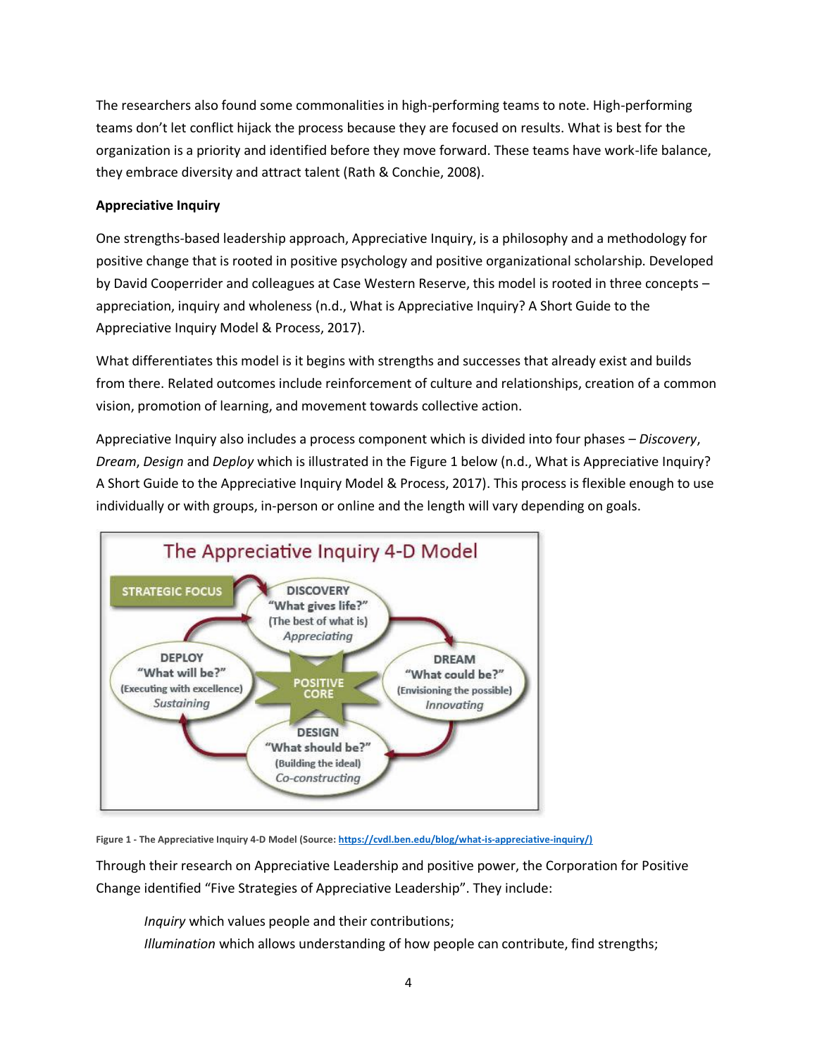The researchers also found some commonalities in high-performing teams to note. High-performing teams don't let conflict hijack the process because they are focused on results. What is best for the organization is a priority and identified before they move forward. These teams have work-life balance, they embrace diversity and attract talent (Rath & Conchie, 2008).

**Appreciative Inquiry**

One strengths-based leadership approach, Appreciative Inquiry, is a philosophy and a methodology for positive change that is rooted in positive psychology and positive organizational scholarship. Developed by David Cooperrider and colleagues at Case Western Reserve, this model is rooted in three concepts – appreciation, inquiry and wholeness (n.d., What is Appreciative Inquiry? A Short Guide to the Appreciative Inquiry Model & Process, 2017).

What differentiates this model is it begins with strengths and successes that already exist and builds from there. Related outcomes include reinforcement of culture and relationships, creation of a common vision, promotion of learning, and movement towards collective action.

Appreciative Inquiry also includes a process component which is divided into four phases – *Discovery*, *Dream*, *Design* and *Deploy* which is illustrated in the Figure 1 below (n.d., What is Appreciative Inquiry? A Short Guide to the Appreciative Inquiry Model & Process, 2017). This process is flexible enough to use individually or with groups, in-person or online and the length will vary depending on goals.

**Figure 1 - The Appreciative Inquiry 4-D Model (Source: https://cvdl.ben.edu/blog/what-is-appreciative-inquiry/)**

Through their research on Appreciative Leadership and positive power, the Corporation for Positive Change identified "Five Strategies of Appreciative Leadership". They include:

*Inquiry* which values people and their contributions;
*Illumination* which allows understanding of how people can contribute, find strengths;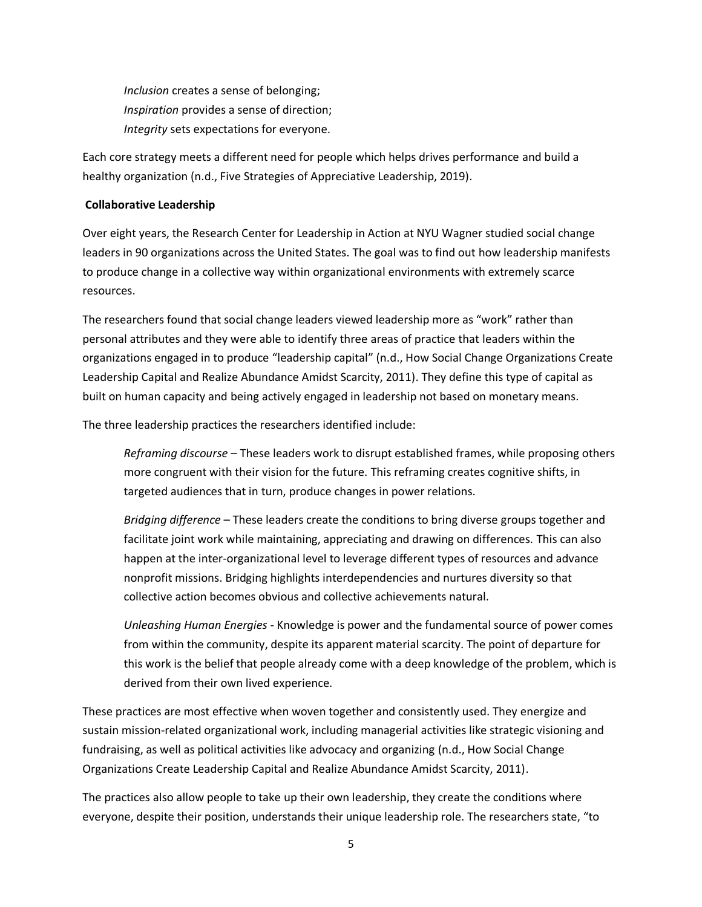*Inclusion* creates a sense of belonging;
*Inspiration* provides a sense of direction;
*Integrity* sets expectations for everyone.

Each core strategy meets a different need for people which helps drives performance and build a healthy organization (n.d., Five Strategies of Appreciative Leadership, 2019).

**Collaborative Leadership**

Over eight years, the Research Center for Leadership in Action at NYU Wagner studied social change leaders in 90 organizations across the United States. The goal was to find out how leadership manifests to produce change in a collective way within organizational environments with extremely scarce resources.

The researchers found that social change leaders viewed leadership more as "work" rather than personal attributes and they were able to identify three areas of practice that leaders within the organizations engaged in to produce "leadership capital" (n.d., How Social Change Organizations Create Leadership Capital and Realize Abundance Amidst Scarcity, 2011). They define this type of capital as built on human capacity and being actively engaged in leadership not based on monetary means.

The three leadership practices the researchers identified include:

> *Reframing discourse* – These leaders work to disrupt established frames, while proposing others more congruent with their vision for the future. This reframing creates cognitive shifts, in targeted audiences that in turn, produce changes in power relations.
>
> *Bridging difference* – These leaders create the conditions to bring diverse groups together and facilitate joint work while maintaining, appreciating and drawing on differences. This can also happen at the inter-organizational level to leverage different types of resources and advance nonprofit missions. Bridging highlights interdependencies and nurtures diversity so that collective action becomes obvious and collective achievements natural.
>
> *Unleashing Human Energies* - Knowledge is power and the fundamental source of power comes from within the community, despite its apparent material scarcity. The point of departure for this work is the belief that people already come with a deep knowledge of the problem, which is derived from their own lived experience.

These practices are most effective when woven together and consistently used. They energize and sustain mission-related organizational work, including managerial activities like strategic visioning and fundraising, as well as political activities like advocacy and organizing (n.d., How Social Change Organizations Create Leadership Capital and Realize Abundance Amidst Scarcity, 2011).

The practices also allow people to take up their own leadership, they create the conditions where everyone, despite their position, understands their unique leadership role. The researchers state, "to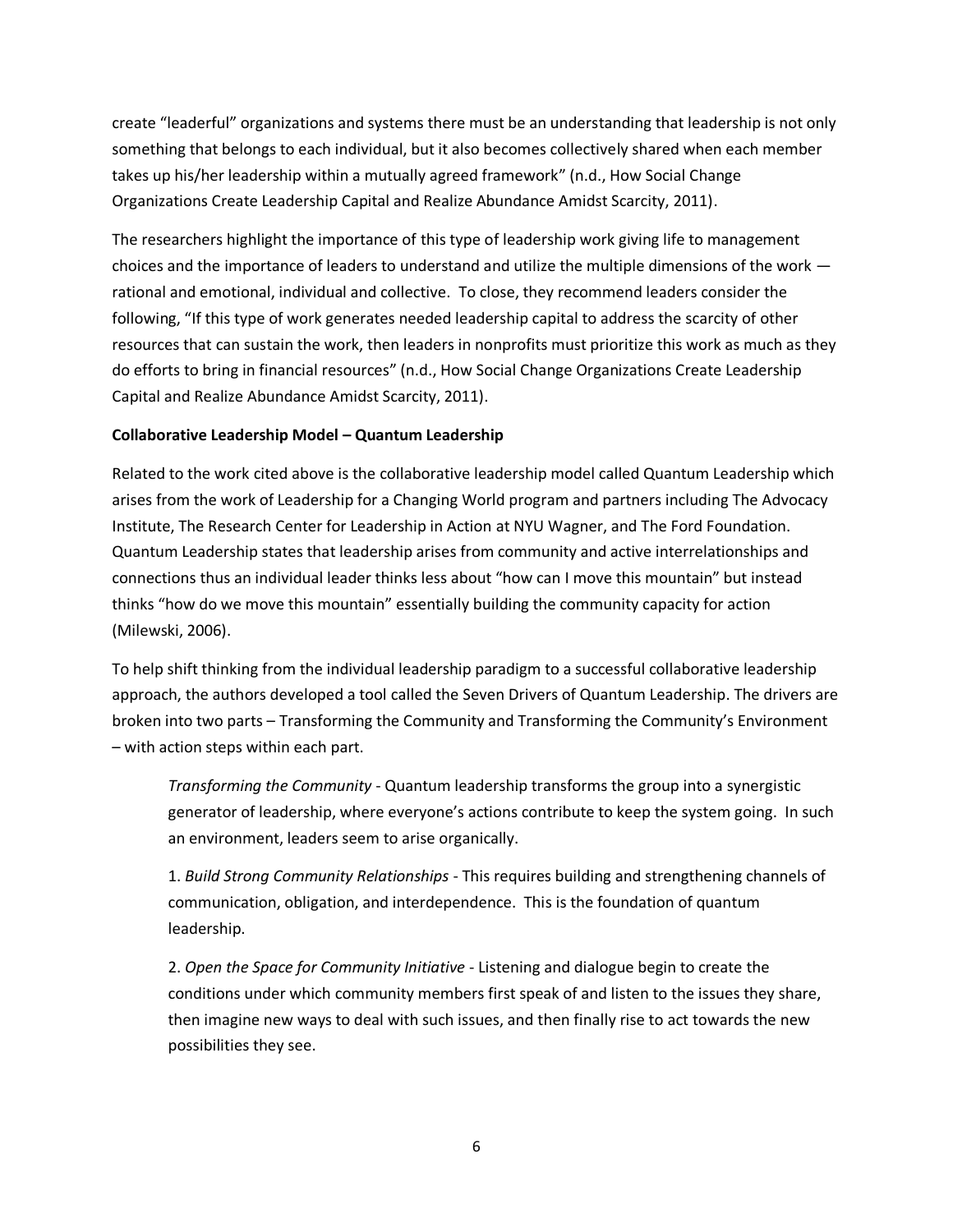create "leaderful" organizations and systems there must be an understanding that leadership is not only something that belongs to each individual, but it also becomes collectively shared when each member takes up his/her leadership within a mutually agreed framework" (n.d., How Social Change Organizations Create Leadership Capital and Realize Abundance Amidst Scarcity, 2011).

The researchers highlight the importance of this type of leadership work giving life to management choices and the importance of leaders to understand and utilize the multiple dimensions of the work — rational and emotional, individual and collective. To close, they recommend leaders consider the following, "If this type of work generates needed leadership capital to address the scarcity of other resources that can sustain the work, then leaders in nonprofits must prioritize this work as much as they do efforts to bring in financial resources" (n.d., How Social Change Organizations Create Leadership Capital and Realize Abundance Amidst Scarcity, 2011).

**Collaborative Leadership Model – Quantum Leadership**

Related to the work cited above is the collaborative leadership model called Quantum Leadership which arises from the work of Leadership for a Changing World program and partners including The Advocacy Institute, The Research Center for Leadership in Action at NYU Wagner, and The Ford Foundation. Quantum Leadership states that leadership arises from community and active interrelationships and connections thus an individual leader thinks less about "how can I move this mountain" but instead thinks "how do we move this mountain" essentially building the community capacity for action (Milewski, 2006).

To help shift thinking from the individual leadership paradigm to a successful collaborative leadership approach, the authors developed a tool called the Seven Drivers of Quantum Leadership. The drivers are broken into two parts – Transforming the Community and Transforming the Community's Environment – with action steps within each part.

> *Transforming the Community* - Quantum leadership transforms the group into a synergistic generator of leadership, where everyone's actions contribute to keep the system going. In such an environment, leaders seem to arise organically.
>
> 1. *Build Strong Community Relationships* - This requires building and strengthening channels of communication, obligation, and interdependence. This is the foundation of quantum leadership.
>
> 2. *Open the Space for Community Initiative* - Listening and dialogue begin to create the conditions under which community members first speak of and listen to the issues they share, then imagine new ways to deal with such issues, and then finally rise to act towards the new possibilities they see.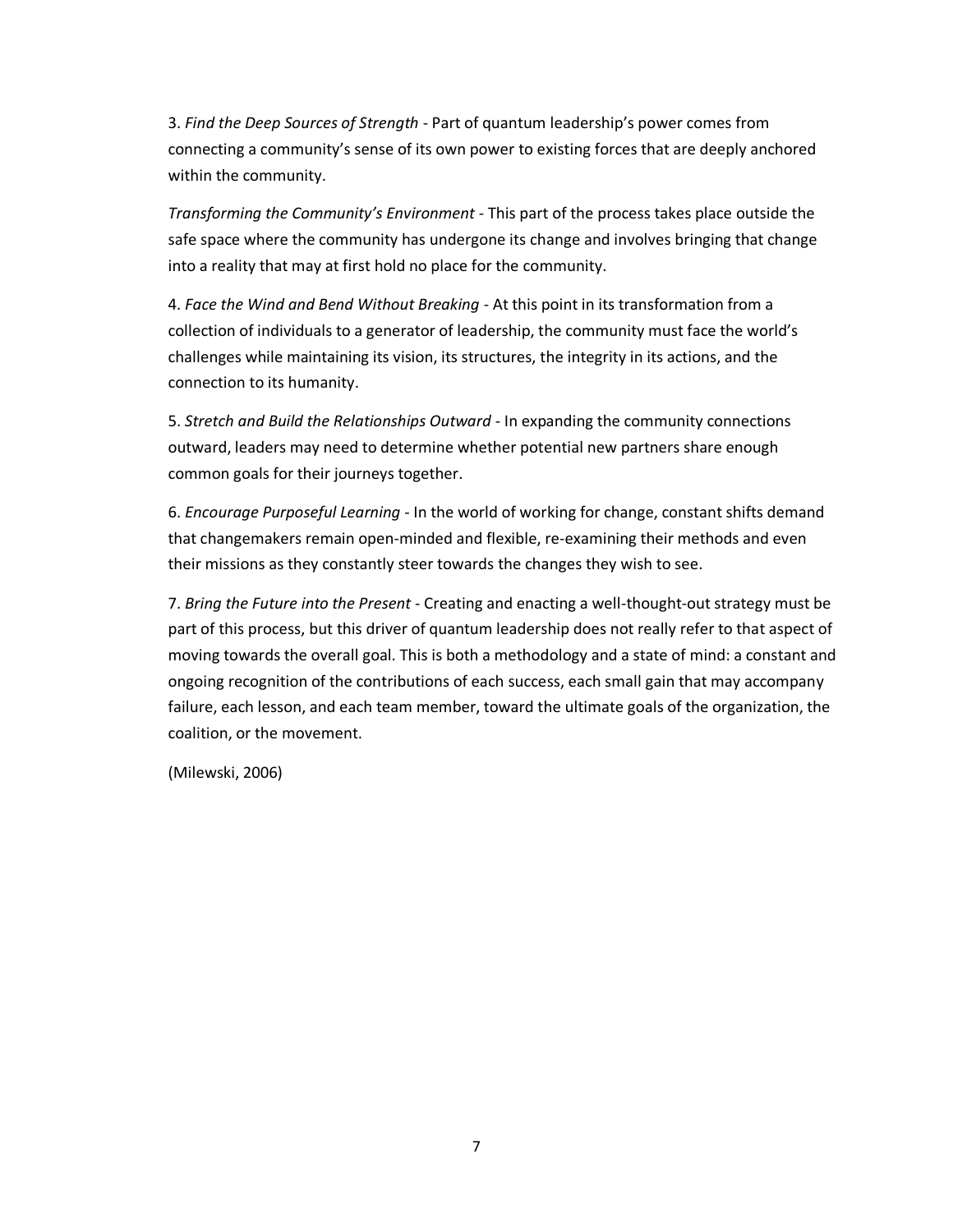3. *Find the Deep Sources of Strength* - Part of quantum leadership's power comes from connecting a community's sense of its own power to existing forces that are deeply anchored within the community.

*Transforming the Community's Environment* - This part of the process takes place outside the safe space where the community has undergone its change and involves bringing that change into a reality that may at first hold no place for the community.

4. *Face the Wind and Bend Without Breaking* - At this point in its transformation from a collection of individuals to a generator of leadership, the community must face the world's challenges while maintaining its vision, its structures, the integrity in its actions, and the connection to its humanity.

5. *Stretch and Build the Relationships Outward* - In expanding the community connections outward, leaders may need to determine whether potential new partners share enough common goals for their journeys together.

6. *Encourage Purposeful Learning* - In the world of working for change, constant shifts demand that changemakers remain open-minded and flexible, re-examining their methods and even their missions as they constantly steer towards the changes they wish to see.

7. *Bring the Future into the Present* - Creating and enacting a well-thought-out strategy must be part of this process, but this driver of quantum leadership does not really refer to that aspect of moving towards the overall goal. This is both a methodology and a state of mind: a constant and ongoing recognition of the contributions of each success, each small gain that may accompany failure, each lesson, and each team member, toward the ultimate goals of the organization, the coalition, or the movement.

(Milewski, 2006)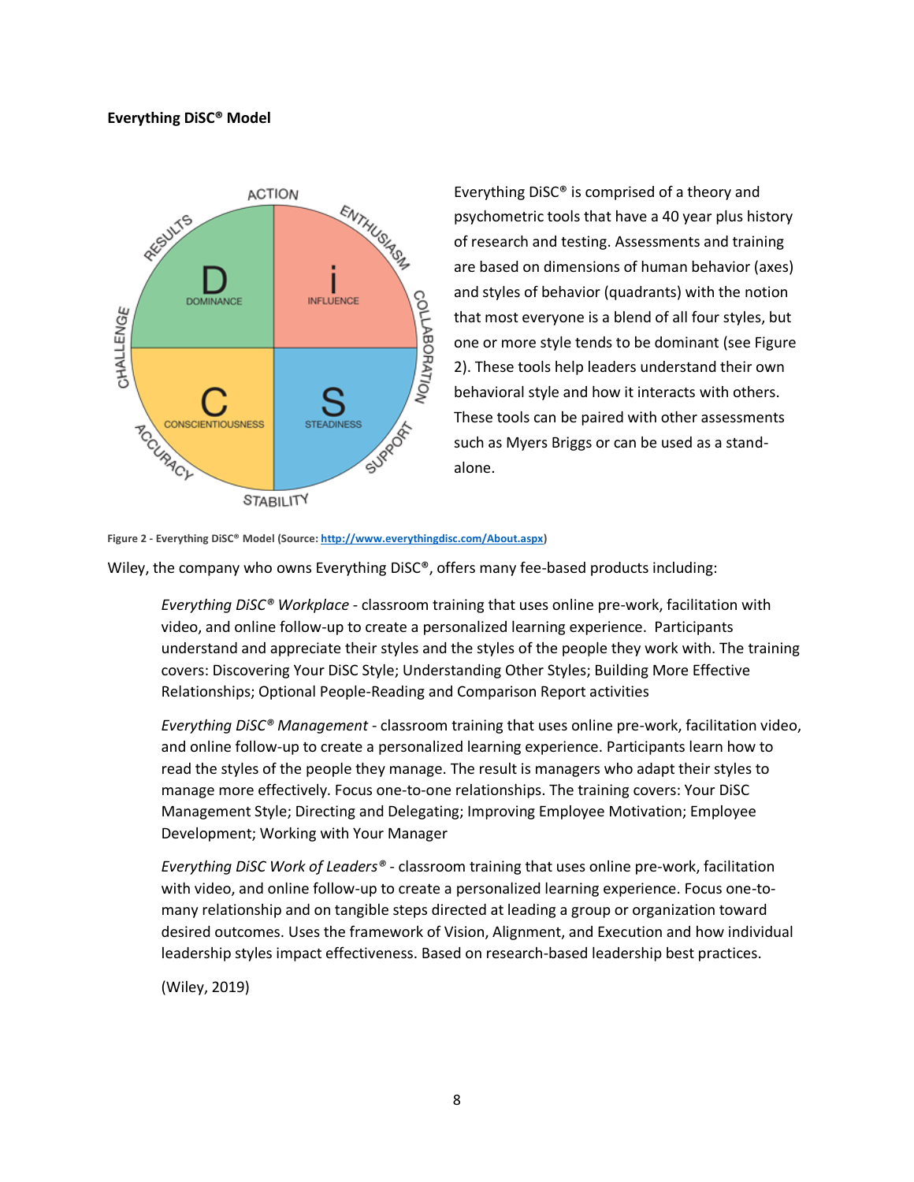**Everything DiSC® Model**

Everything DiSC® is comprised of a theory and psychometric tools that have a 40 year plus history of research and testing. Assessments and training are based on dimensions of human behavior (axes) and styles of behavior (quadrants) with the notion that most everyone is a blend of all four styles, but one or more style tends to be dominant (see Figure 2). These tools help leaders understand their own behavioral style and how it interacts with others. These tools can be paired with other assessments such as Myers Briggs or can be used as a stand-alone.

Figure 2 - Everything DiSC® Model (Source: http://www.everythingdisc.com/About.aspx)

Wiley, the company who owns Everything DiSC®, offers many fee-based products including:

> *Everything DiSC® Workplace* - classroom training that uses online pre-work, facilitation with video, and online follow-up to create a personalized learning experience. Participants understand and appreciate their styles and the styles of the people they work with. The training covers: Discovering Your DiSC Style; Understanding Other Styles; Building More Effective Relationships; Optional People-Reading and Comparison Report activities
>
> *Everything DiSC® Management* - classroom training that uses online pre-work, facilitation video, and online follow-up to create a personalized learning experience. Participants learn how to read the styles of the people they manage. The result is managers who adapt their styles to manage more effectively. Focus one-to-one relationships. The training covers: Your DiSC Management Style; Directing and Delegating; Improving Employee Motivation; Employee Development; Working with Your Manager
>
> *Everything DiSC Work of Leaders®* - classroom training that uses online pre-work, facilitation with video, and online follow-up to create a personalized learning experience. Focus one-to-many relationship and on tangible steps directed at leading a group or organization toward desired outcomes. Uses the framework of Vision, Alignment, and Execution and how individual leadership styles impact effectiveness. Based on research-based leadership best practices.
>
> (Wiley, 2019)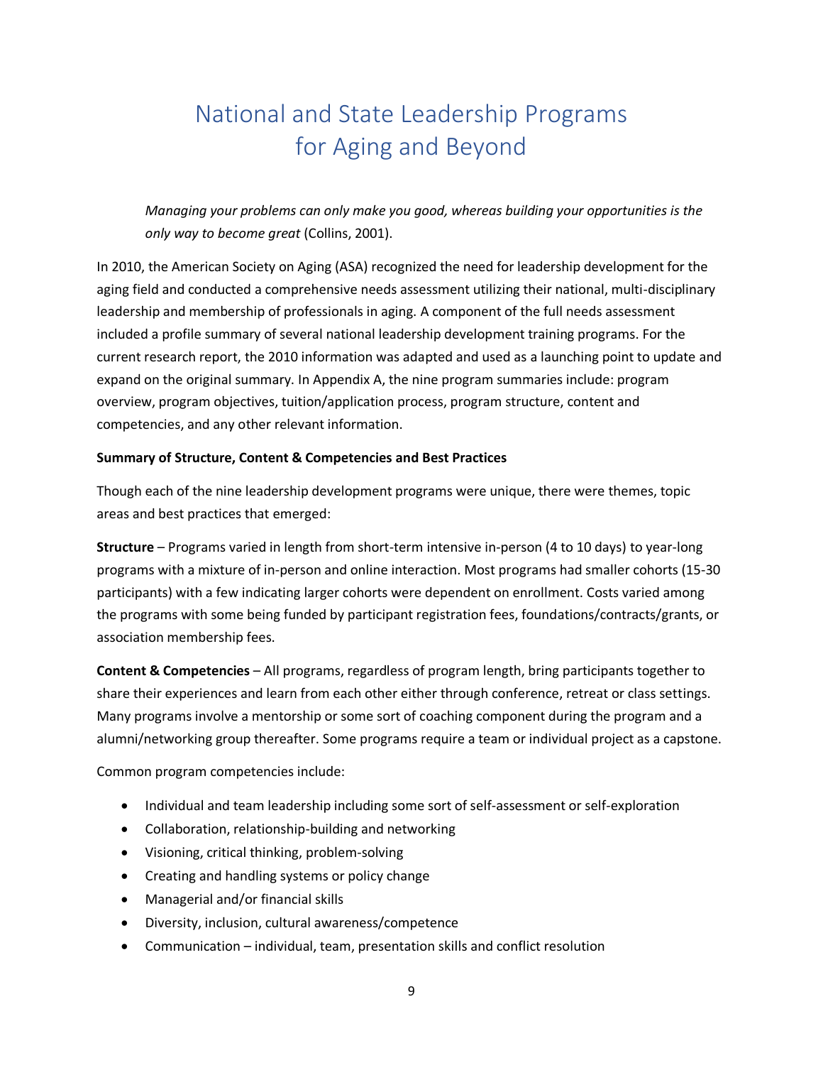# National and State Leadership Programs for Aging and Beyond

*Managing your problems can only make you good, whereas building your opportunities is the only way to become great* (Collins, 2001).

In 2010, the American Society on Aging (ASA) recognized the need for leadership development for the aging field and conducted a comprehensive needs assessment utilizing their national, multi-disciplinary leadership and membership of professionals in aging. A component of the full needs assessment included a profile summary of several national leadership development training programs. For the current research report, the 2010 information was adapted and used as a launching point to update and expand on the original summary. In Appendix A, the nine program summaries include: program overview, program objectives, tuition/application process, program structure, content and competencies, and any other relevant information.

**Summary of Structure, Content & Competencies and Best Practices**

Though each of the nine leadership development programs were unique, there were themes, topic areas and best practices that emerged:

**Structure** – Programs varied in length from short-term intensive in-person (4 to 10 days) to year-long programs with a mixture of in-person and online interaction. Most programs had smaller cohorts (15-30 participants) with a few indicating larger cohorts were dependent on enrollment. Costs varied among the programs with some being funded by participant registration fees, foundations/contracts/grants, or association membership fees.

**Content & Competencies** – All programs, regardless of program length, bring participants together to share their experiences and learn from each other either through conference, retreat or class settings. Many programs involve a mentorship or some sort of coaching component during the program and a alumni/networking group thereafter. Some programs require a team or individual project as a capstone.

Common program competencies include:

- Individual and team leadership including some sort of self-assessment or self-exploration
- Collaboration, relationship-building and networking
- Visioning, critical thinking, problem-solving
- Creating and handling systems or policy change
- Managerial and/or financial skills
- Diversity, inclusion, cultural awareness/competence
- Communication – individual, team, presentation skills and conflict resolution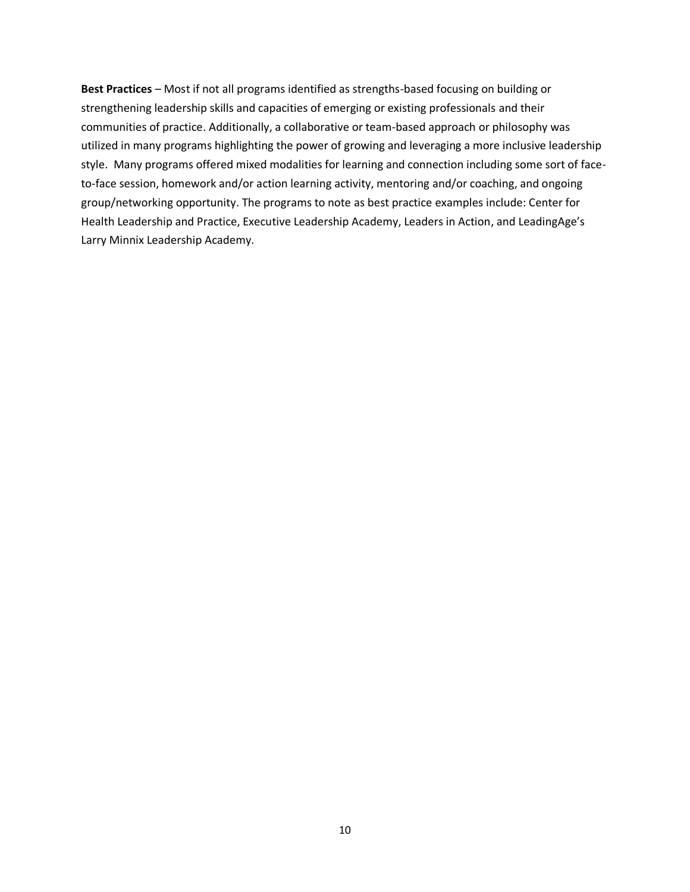**Best Practices** – Most if not all programs identified as strengths-based focusing on building or strengthening leadership skills and capacities of emerging or existing professionals and their communities of practice. Additionally, a collaborative or team-based approach or philosophy was utilized in many programs highlighting the power of growing and leveraging a more inclusive leadership style. Many programs offered mixed modalities for learning and connection including some sort of face-to-face session, homework and/or action learning activity, mentoring and/or coaching, and ongoing group/networking opportunity. The programs to note as best practice examples include: Center for Health Leadership and Practice, Executive Leadership Academy, Leaders in Action, and LeadingAge's Larry Minnix Leadership Academy.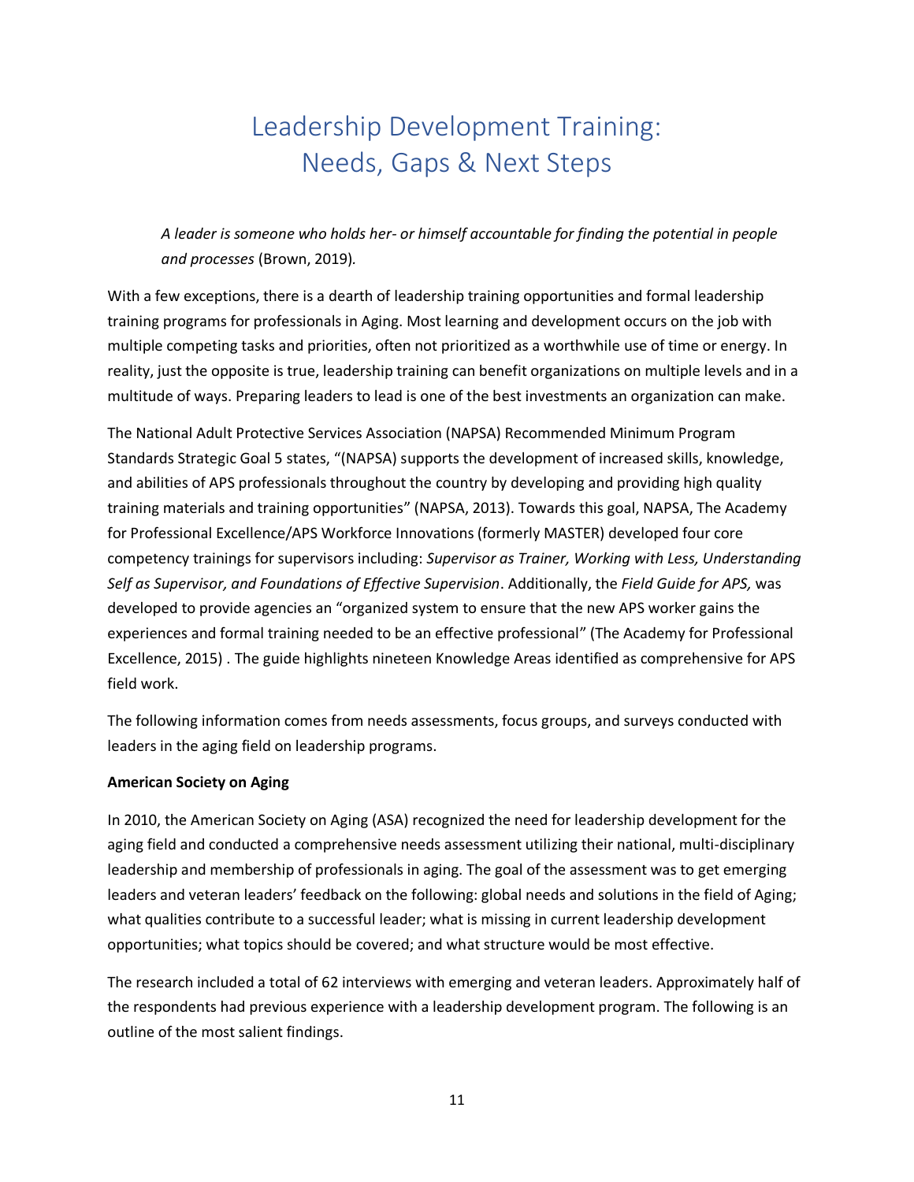# Leadership Development Training: Needs, Gaps & Next Steps

*A leader is someone who holds her- or himself accountable for finding the potential in people and processes* (Brown, 2019).

With a few exceptions, there is a dearth of leadership training opportunities and formal leadership training programs for professionals in Aging. Most learning and development occurs on the job with multiple competing tasks and priorities, often not prioritized as a worthwhile use of time or energy. In reality, just the opposite is true, leadership training can benefit organizations on multiple levels and in a multitude of ways. Preparing leaders to lead is one of the best investments an organization can make.

The National Adult Protective Services Association (NAPSA) Recommended Minimum Program Standards Strategic Goal 5 states, "(NAPSA) supports the development of increased skills, knowledge, and abilities of APS professionals throughout the country by developing and providing high quality training materials and training opportunities" (NAPSA, 2013). Towards this goal, NAPSA, The Academy for Professional Excellence/APS Workforce Innovations (formerly MASTER) developed four core competency trainings for supervisors including: *Supervisor as Trainer, Working with Less, Understanding Self as Supervisor, and Foundations of Effective Supervision*. Additionally, the *Field Guide for APS,* was developed to provide agencies an "organized system to ensure that the new APS worker gains the experiences and formal training needed to be an effective professional" (The Academy for Professional Excellence, 2015) . The guide highlights nineteen Knowledge Areas identified as comprehensive for APS field work.

The following information comes from needs assessments, focus groups, and surveys conducted with leaders in the aging field on leadership programs.

**American Society on Aging**

In 2010, the American Society on Aging (ASA) recognized the need for leadership development for the aging field and conducted a comprehensive needs assessment utilizing their national, multi-disciplinary leadership and membership of professionals in aging. The goal of the assessment was to get emerging leaders and veteran leaders' feedback on the following: global needs and solutions in the field of Aging; what qualities contribute to a successful leader; what is missing in current leadership development opportunities; what topics should be covered; and what structure would be most effective.

The research included a total of 62 interviews with emerging and veteran leaders. Approximately half of the respondents had previous experience with a leadership development program. The following is an outline of the most salient findings.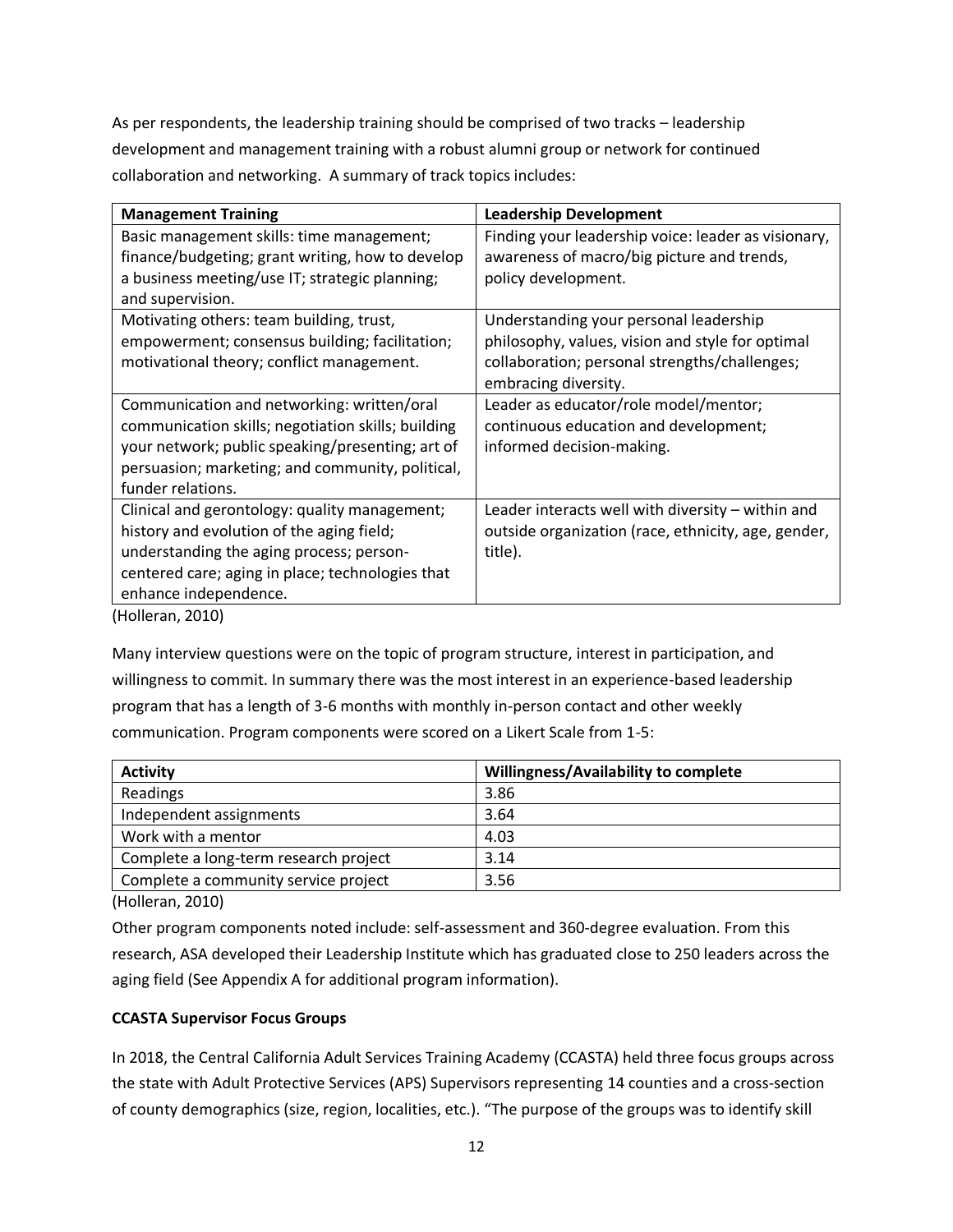As per respondents, the leadership training should be comprised of two tracks – leadership development and management training with a robust alumni group or network for continued collaboration and networking. A summary of track topics includes:

| Management Training | Leadership Development |
| --- | --- |
| Basic management skills: time management; finance/budgeting; grant writing, how to develop a business meeting/use IT; strategic planning; and supervision. | Finding your leadership voice: leader as visionary, awareness of macro/big picture and trends, policy development. |
| Motivating others: team building, trust, empowerment; consensus building; facilitation; motivational theory; conflict management. | Understanding your personal leadership philosophy, values, vision and style for optimal collaboration; personal strengths/challenges; embracing diversity. |
| Communication and networking: written/oral communication skills; negotiation skills; building your network; public speaking/presenting; art of persuasion; marketing; and community, political, funder relations. | Leader as educator/role model/mentor; continuous education and development; informed decision-making. |
| Clinical and gerontology: quality management; history and evolution of the aging field; understanding the aging process; person-centered care; aging in place; technologies that enhance independence. | Leader interacts well with diversity – within and outside organization (race, ethnicity, age, gender, title). |

(Holleran, 2010)

Many interview questions were on the topic of program structure, interest in participation, and willingness to commit. In summary there was the most interest in an experience-based leadership program that has a length of 3-6 months with monthly in-person contact and other weekly communication. Program components were scored on a Likert Scale from 1-5:

| Activity | Willingness/Availability to complete |
| --- | --- |
| Readings | 3.86 |
| Independent assignments | 3.64 |
| Work with a mentor | 4.03 |
| Complete a long-term research project | 3.14 |
| Complete a community service project | 3.56 |

(Holleran, 2010)

Other program components noted include: self-assessment and 360-degree evaluation. From this research, ASA developed their Leadership Institute which has graduated close to 250 leaders across the aging field (See Appendix A for additional program information).

**CCASTA Supervisor Focus Groups**

In 2018, the Central California Adult Services Training Academy (CCASTA) held three focus groups across the state with Adult Protective Services (APS) Supervisors representing 14 counties and a cross-section of county demographics (size, region, localities, etc.). "The purpose of the groups was to identify skill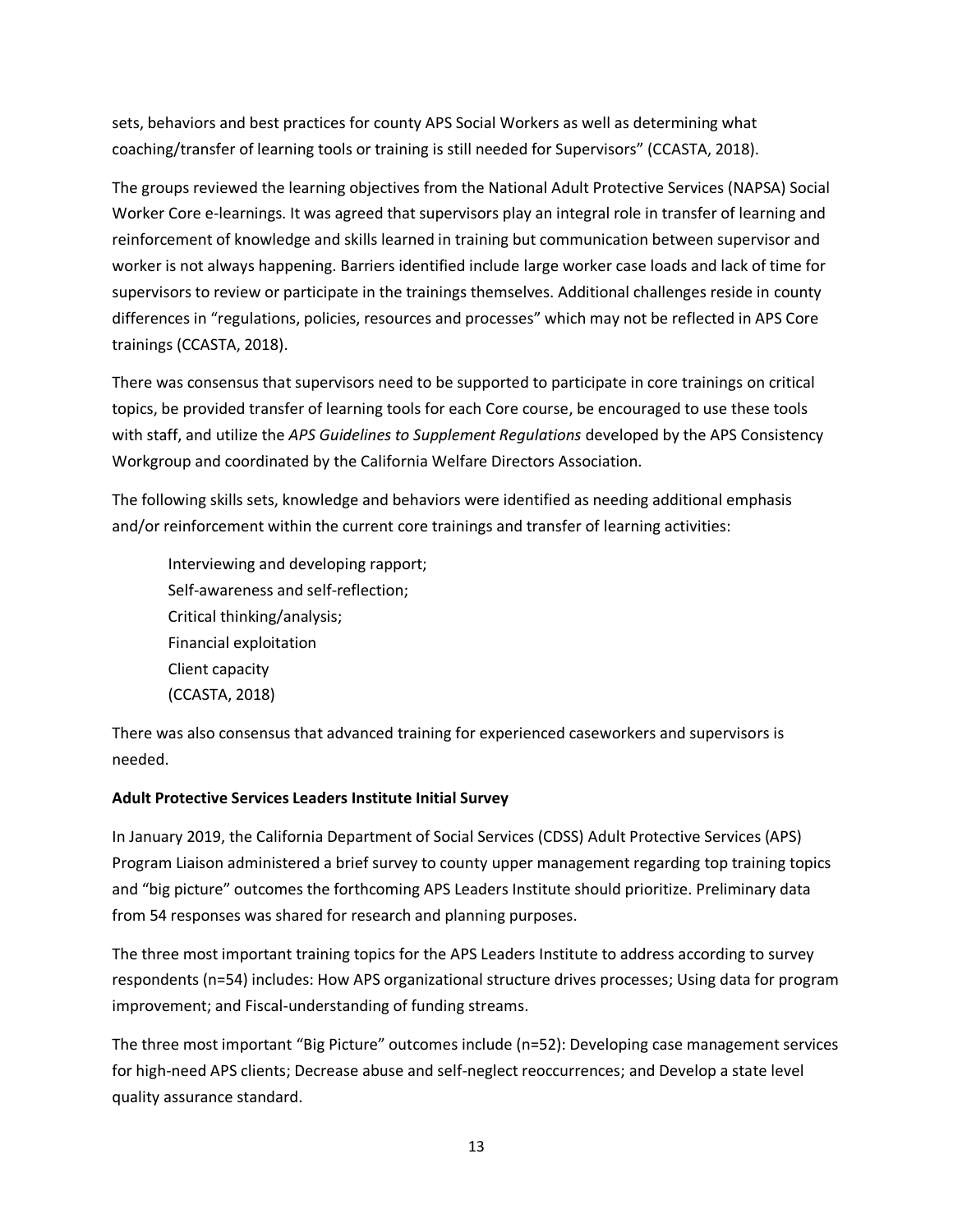sets, behaviors and best practices for county APS Social Workers as well as determining what coaching/transfer of learning tools or training is still needed for Supervisors" (CCASTA, 2018).

The groups reviewed the learning objectives from the National Adult Protective Services (NAPSA) Social Worker Core e-learnings. It was agreed that supervisors play an integral role in transfer of learning and reinforcement of knowledge and skills learned in training but communication between supervisor and worker is not always happening. Barriers identified include large worker case loads and lack of time for supervisors to review or participate in the trainings themselves. Additional challenges reside in county differences in "regulations, policies, resources and processes" which may not be reflected in APS Core trainings (CCASTA, 2018).

There was consensus that supervisors need to be supported to participate in core trainings on critical topics, be provided transfer of learning tools for each Core course, be encouraged to use these tools with staff, and utilize the *APS Guidelines to Supplement Regulations* developed by the APS Consistency Workgroup and coordinated by the California Welfare Directors Association.

The following skills sets, knowledge and behaviors were identified as needing additional emphasis and/or reinforcement within the current core trainings and transfer of learning activities:

> Interviewing and developing rapport;
> Self-awareness and self-reflection;
> Critical thinking/analysis;
> Financial exploitation
> Client capacity
> (CCASTA, 2018)

There was also consensus that advanced training for experienced caseworkers and supervisors is needed.

**Adult Protective Services Leaders Institute Initial Survey**

In January 2019, the California Department of Social Services (CDSS) Adult Protective Services (APS) Program Liaison administered a brief survey to county upper management regarding top training topics and "big picture" outcomes the forthcoming APS Leaders Institute should prioritize. Preliminary data from 54 responses was shared for research and planning purposes.

The three most important training topics for the APS Leaders Institute to address according to survey respondents (n=54) includes: How APS organizational structure drives processes; Using data for program improvement; and Fiscal-understanding of funding streams.

The three most important "Big Picture" outcomes include (n=52): Developing case management services for high-need APS clients; Decrease abuse and self-neglect reoccurrences; and Develop a state level quality assurance standard.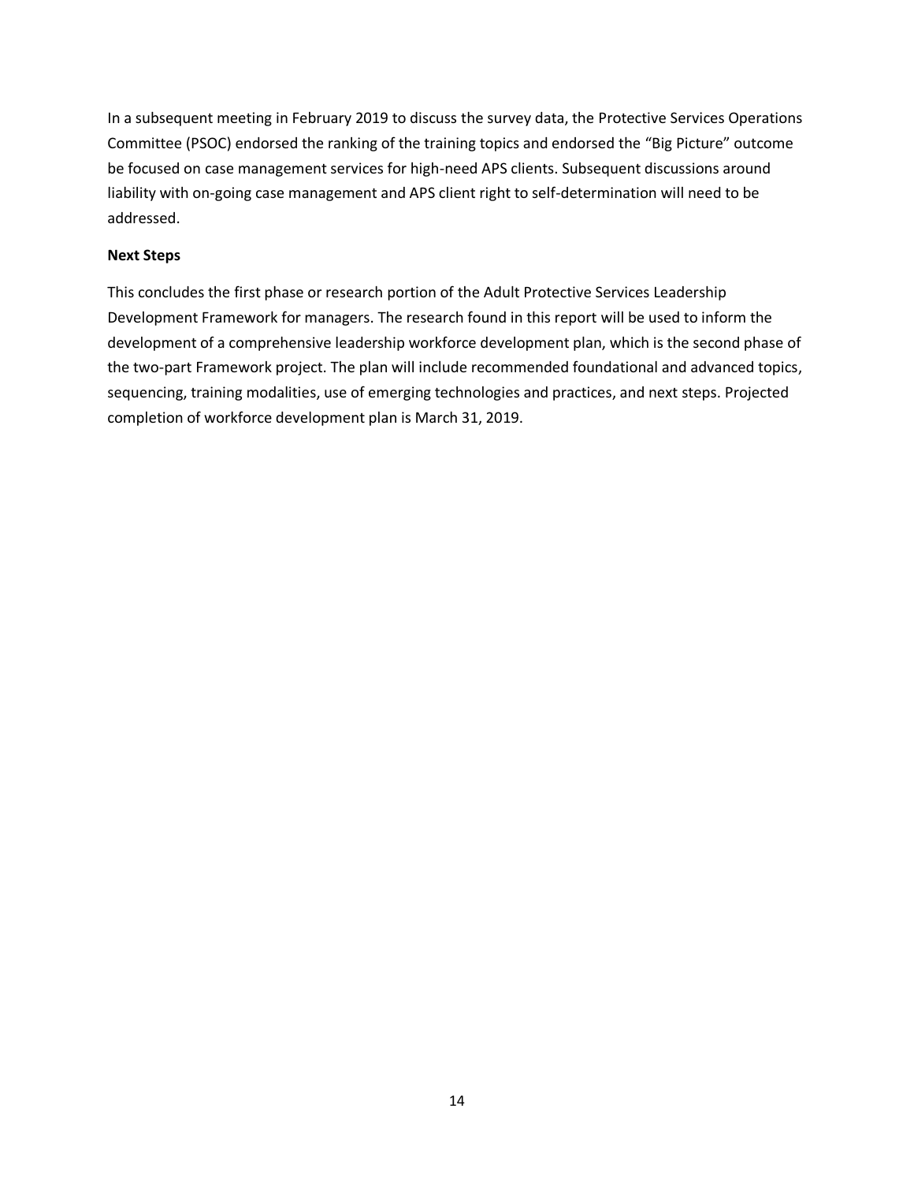In a subsequent meeting in February 2019 to discuss the survey data, the Protective Services Operations Committee (PSOC) endorsed the ranking of the training topics and endorsed the "Big Picture" outcome be focused on case management services for high-need APS clients. Subsequent discussions around liability with on-going case management and APS client right to self-determination will need to be addressed.

**Next Steps**

This concludes the first phase or research portion of the Adult Protective Services Leadership Development Framework for managers. The research found in this report will be used to inform the development of a comprehensive leadership workforce development plan, which is the second phase of the two-part Framework project. The plan will include recommended foundational and advanced topics, sequencing, training modalities, use of emerging technologies and practices, and next steps. Projected completion of workforce development plan is March 31, 2019.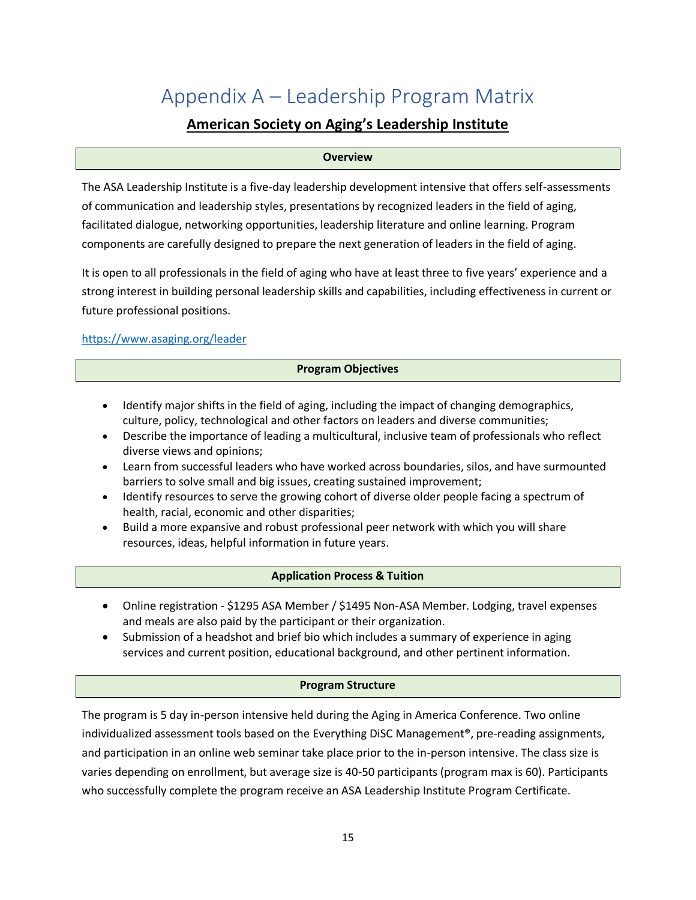# Appendix A – Leadership Program Matrix

## American Society on Aging's Leadership Institute

### Overview

The ASA Leadership Institute is a five-day leadership development intensive that offers self-assessments of communication and leadership styles, presentations by recognized leaders in the field of aging, facilitated dialogue, networking opportunities, leadership literature and online learning. Program components are carefully designed to prepare the next generation of leaders in the field of aging.

It is open to all professionals in the field of aging who have at least three to five years' experience and a strong interest in building personal leadership skills and capabilities, including effectiveness in current or future professional positions.

https://www.asaging.org/leader

### Program Objectives

- Identify major shifts in the field of aging, including the impact of changing demographics, culture, policy, technological and other factors on leaders and diverse communities;
- Describe the importance of leading a multicultural, inclusive team of professionals who reflect diverse views and opinions;
- Learn from successful leaders who have worked across boundaries, silos, and have surmounted barriers to solve small and big issues, creating sustained improvement;
- Identify resources to serve the growing cohort of diverse older people facing a spectrum of health, racial, economic and other disparities;
- Build a more expansive and robust professional peer network with which you will share resources, ideas, helpful information in future years.

### Application Process & Tuition

- Online registration - $1295 ASA Member / $1495 Non-ASA Member. Lodging, travel expenses and meals are also paid by the participant or their organization.
- Submission of a headshot and brief bio which includes a summary of experience in aging services and current position, educational background, and other pertinent information.

### Program Structure

The program is 5 day in-person intensive held during the Aging in America Conference. Two online individualized assessment tools based on the Everything DiSC Management®, pre-reading assignments, and participation in an online web seminar take place prior to the in-person intensive. The class size is varies depending on enrollment, but average size is 40-50 participants (program max is 60). Participants who successfully complete the program receive an ASA Leadership Institute Program Certificate.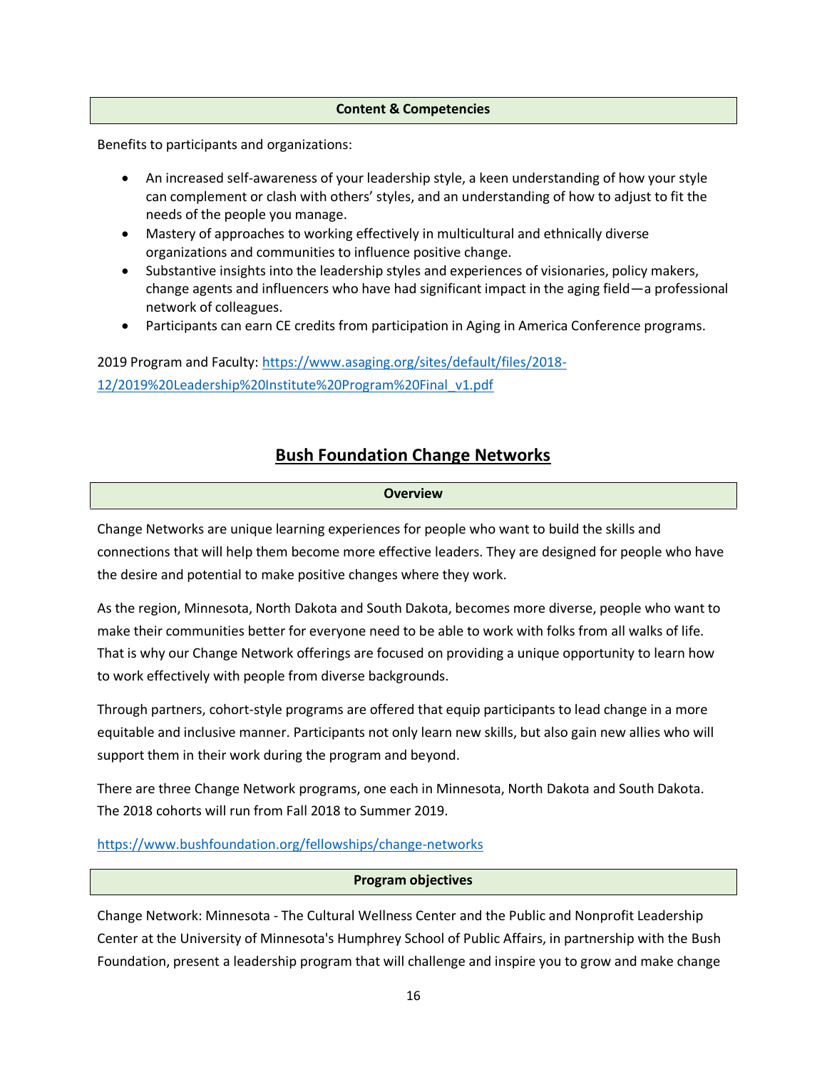**Content & Competencies**

Benefits to participants and organizations:

- An increased self-awareness of your leadership style, a keen understanding of how your style can complement or clash with others' styles, and an understanding of how to adjust to fit the needs of the people you manage.
- Mastery of approaches to working effectively in multicultural and ethnically diverse organizations and communities to influence positive change.
- Substantive insights into the leadership styles and experiences of visionaries, policy makers, change agents and influencers who have had significant impact in the aging field—a professional network of colleagues.
- Participants can earn CE credits from participation in Aging in America Conference programs.

2019 Program and Faculty: https://www.asaging.org/sites/default/files/2018-12/2019%20Leadership%20Institute%20Program%20Final_v1.pdf

## Bush Foundation Change Networks

**Overview**

Change Networks are unique learning experiences for people who want to build the skills and connections that will help them become more effective leaders. They are designed for people who have the desire and potential to make positive changes where they work.

As the region, Minnesota, North Dakota and South Dakota, becomes more diverse, people who want to make their communities better for everyone need to be able to work with folks from all walks of life. That is why our Change Network offerings are focused on providing a unique opportunity to learn how to work effectively with people from diverse backgrounds.

Through partners, cohort-style programs are offered that equip participants to lead change in a more equitable and inclusive manner. Participants not only learn new skills, but also gain new allies who will support them in their work during the program and beyond.

There are three Change Network programs, one each in Minnesota, North Dakota and South Dakota. The 2018 cohorts will run from Fall 2018 to Summer 2019.

https://www.bushfoundation.org/fellowships/change-networks

**Program objectives**

Change Network: Minnesota - The Cultural Wellness Center and the Public and Nonprofit Leadership Center at the University of Minnesota's Humphrey School of Public Affairs, in partnership with the Bush Foundation, present a leadership program that will challenge and inspire you to grow and make change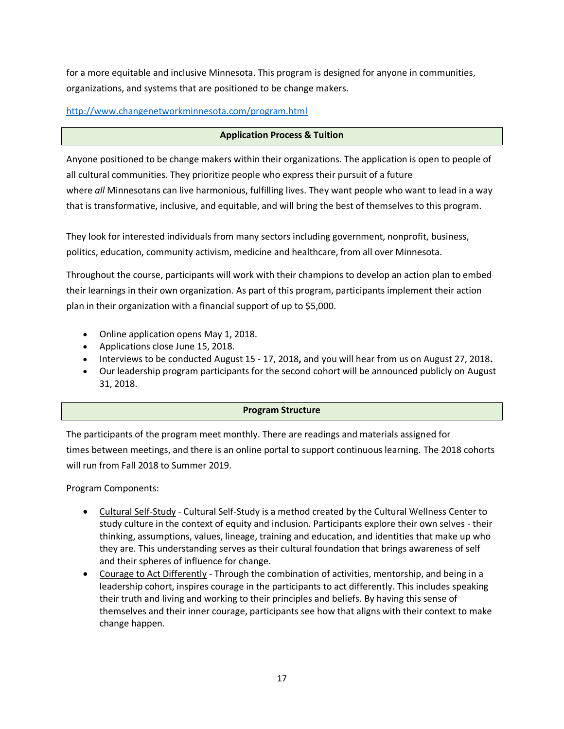for a more equitable and inclusive Minnesota. This program is designed for anyone in communities, organizations, and systems that are positioned to be change makers.

http://www.changenetworkminnesota.com/program.html

### Application Process & Tuition

Anyone positioned to be change makers within their organizations. The application is open to people of all cultural communities. They prioritize people who express their pursuit of a future where *all* Minnesotans can live harmonious, fulfilling lives. They want people who want to lead in a way that is transformative, inclusive, and equitable, and will bring the best of themselves to this program.

They look for interested individuals from many sectors including government, nonprofit, business, politics, education, community activism, medicine and healthcare, from all over Minnesota.

Throughout the course, participants will work with their champions to develop an action plan to embed their learnings in their own organization. As part of this program, participants implement their action plan in their organization with a financial support of up to $5,000.

- Online application opens May 1, 2018.
- Applications close June 15, 2018.
- Interviews to be conducted August 15 - 17, 2018**,** and you will hear from us on August 27, 2018**.**
- Our leadership program participants for the second cohort will be announced publicly on August 31, 2018.

### Program Structure

The participants of the program meet monthly. There are readings and materials assigned for times between meetings, and there is an online portal to support continuous learning. The 2018 cohorts will run from Fall 2018 to Summer 2019.

Program Components:

- Cultural Self-Study - Cultural Self-Study is a method created by the Cultural Wellness Center to study culture in the context of equity and inclusion. Participants explore their own selves - their thinking, assumptions, values, lineage, training and education, and identities that make up who they are. This understanding serves as their cultural foundation that brings awareness of self and their spheres of influence for change.
- Courage to Act Differently - Through the combination of activities, mentorship, and being in a leadership cohort, inspires courage in the participants to act differently. This includes speaking their truth and living and working to their principles and beliefs. By having this sense of themselves and their inner courage, participants see how that aligns with their context to make change happen.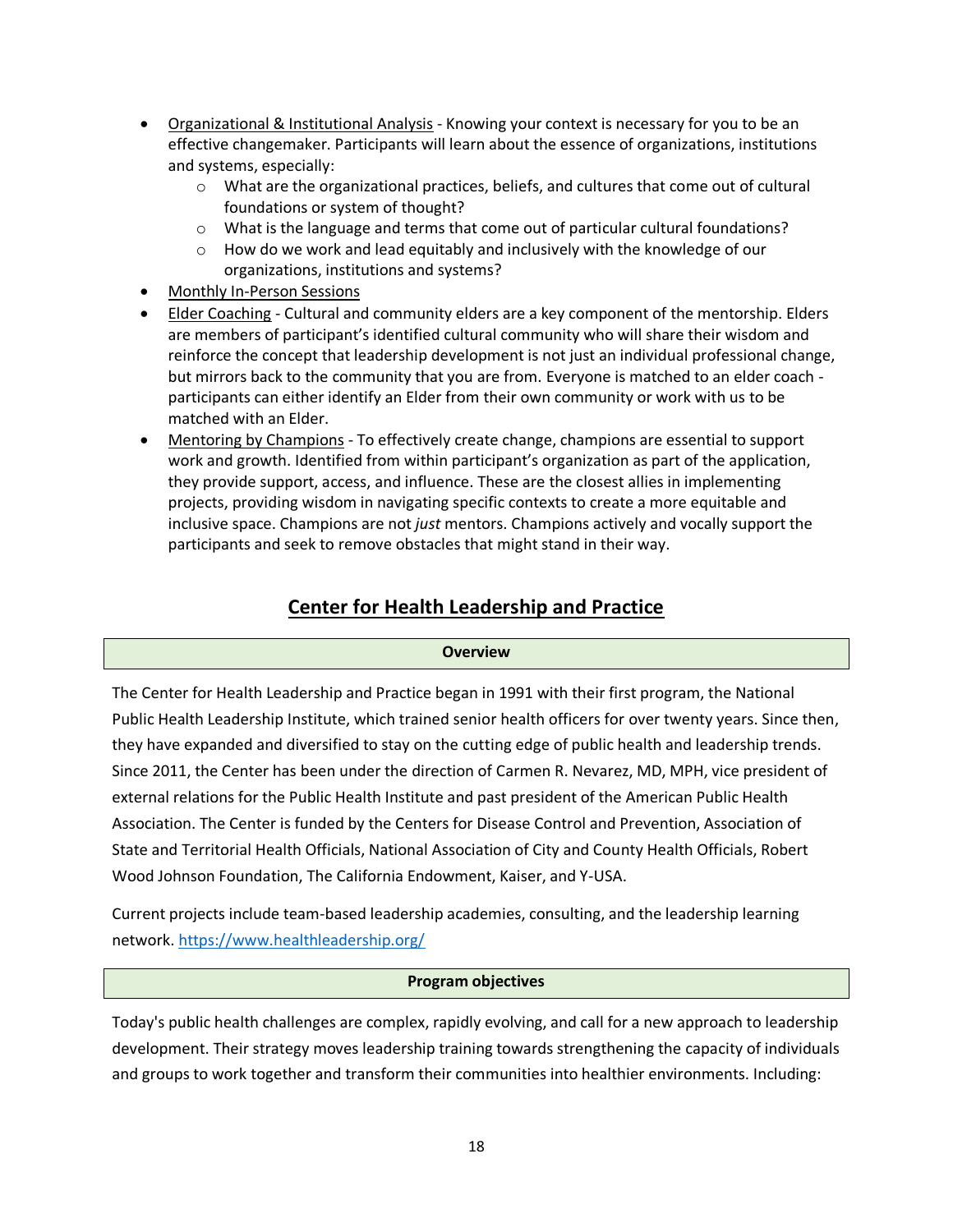- Organizational & Institutional Analysis - Knowing your context is necessary for you to be an effective changemaker. Participants will learn about the essence of organizations, institutions and systems, especially:
    - What are the organizational practices, beliefs, and cultures that come out of cultural foundations or system of thought?
    - What is the language and terms that come out of particular cultural foundations?
    - How do we work and lead equitably and inclusively with the knowledge of our organizations, institutions and systems?
- Monthly In-Person Sessions
- Elder Coaching - Cultural and community elders are a key component of the mentorship. Elders are members of participant's identified cultural community who will share their wisdom and reinforce the concept that leadership development is not just an individual professional change, but mirrors back to the community that you are from. Everyone is matched to an elder coach - participants can either identify an Elder from their own community or work with us to be matched with an Elder.
- Mentoring by Champions - To effectively create change, champions are essential to support work and growth. Identified from within participant's organization as part of the application, they provide support, access, and influence. These are the closest allies in implementing projects, providing wisdom in navigating specific contexts to create a more equitable and inclusive space. Champions are not *just* mentors. Champions actively and vocally support the participants and seek to remove obstacles that might stand in their way.

## Center for Health Leadership and Practice

### Overview

The Center for Health Leadership and Practice began in 1991 with their first program, the National Public Health Leadership Institute, which trained senior health officers for over twenty years. Since then, they have expanded and diversified to stay on the cutting edge of public health and leadership trends. Since 2011, the Center has been under the direction of Carmen R. Nevarez, MD, MPH, vice president of external relations for the Public Health Institute and past president of the American Public Health Association. The Center is funded by the Centers for Disease Control and Prevention, Association of State and Territorial Health Officials, National Association of City and County Health Officials, Robert Wood Johnson Foundation, The California Endowment, Kaiser, and Y-USA.

Current projects include team-based leadership academies, consulting, and the leadership learning network. https://www.healthleadership.org/

### Program objectives

Today's public health challenges are complex, rapidly evolving, and call for a new approach to leadership development. Their strategy moves leadership training towards strengthening the capacity of individuals and groups to work together and transform their communities into healthier environments. Including: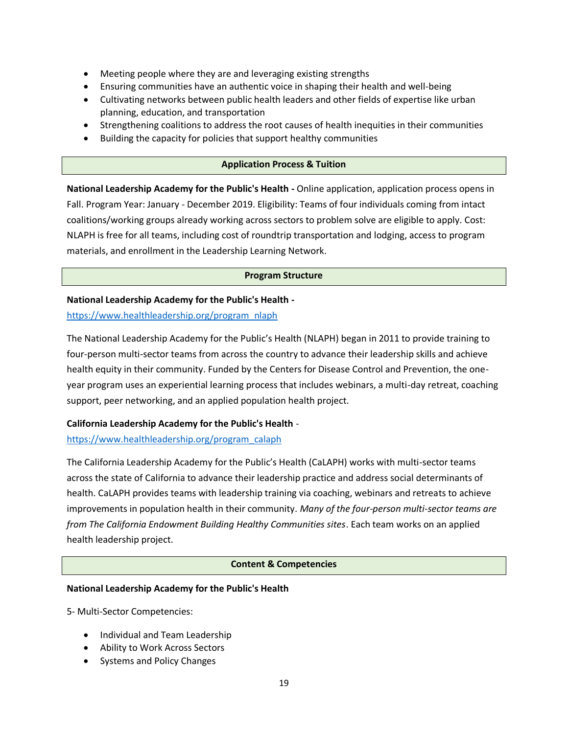- Meeting people where they are and leveraging existing strengths
- Ensuring communities have an authentic voice in shaping their health and well-being
- Cultivating networks between public health leaders and other fields of expertise like urban planning, education, and transportation
- Strengthening coalitions to address the root causes of health inequities in their communities
- Building the capacity for policies that support healthy communities

## Application Process & Tuition

**National Leadership Academy for the Public's Health -** Online application, application process opens in Fall. Program Year: January - December 2019. Eligibility: Teams of four individuals coming from intact coalitions/working groups already working across sectors to problem solve are eligible to apply. Cost: NLAPH is free for all teams, including cost of roundtrip transportation and lodging, access to program materials, and enrollment in the Leadership Learning Network.

## Program Structure

**National Leadership Academy for the Public's Health -**
https://www.healthleadership.org/program_nlaph

The National Leadership Academy for the Public's Health (NLAPH) began in 2011 to provide training to four-person multi-sector teams from across the country to advance their leadership skills and achieve health equity in their community. Funded by the Centers for Disease Control and Prevention, the one-year program uses an experiential learning process that includes webinars, a multi-day retreat, coaching support, peer networking, and an applied population health project.

**California Leadership Academy for the Public's Health** -
https://www.healthleadership.org/program_calaph

The California Leadership Academy for the Public's Health (CaLAPH) works with multi-sector teams across the state of California to advance their leadership practice and address social determinants of health. CaLAPH provides teams with leadership training via coaching, webinars and retreats to achieve improvements in population health in their community. *Many of the four-person multi-sector teams are from The California Endowment Building Healthy Communities sites*. Each team works on an applied health leadership project.

## Content & Competencies

**National Leadership Academy for the Public's Health**

5- Multi-Sector Competencies:

- Individual and Team Leadership
- Ability to Work Across Sectors
- Systems and Policy Changes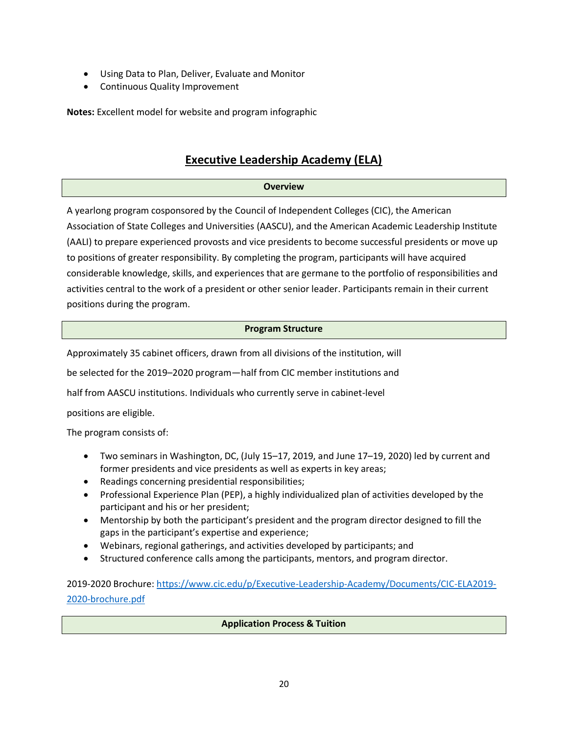- Using Data to Plan, Deliver, Evaluate and Monitor
- Continuous Quality Improvement

**Notes:** Excellent model for website and program infographic

## Executive Leadership Academy (ELA)

| **Overview** |
|---|

A yearlong program cosponsored by the Council of Independent Colleges (CIC), the American Association of State Colleges and Universities (AASCU), and the American Academic Leadership Institute (AALI) to prepare experienced provosts and vice presidents to become successful presidents or move up to positions of greater responsibility. By completing the program, participants will have acquired considerable knowledge, skills, and experiences that are germane to the portfolio of responsibilities and activities central to the work of a president or other senior leader. Participants remain in their current positions during the program.

| **Program Structure** |
|---|

Approximately 35 cabinet officers, drawn from all divisions of the institution, will be selected for the 2019–2020 program—half from CIC member institutions and half from AASCU institutions. Individuals who currently serve in cabinet-level positions are eligible.

The program consists of:

- Two seminars in Washington, DC, (July 15–17, 2019, and June 17–19, 2020) led by current and former presidents and vice presidents as well as experts in key areas;
- Readings concerning presidential responsibilities;
- Professional Experience Plan (PEP), a highly individualized plan of activities developed by the participant and his or her president;
- Mentorship by both the participant's president and the program director designed to fill the gaps in the participant's expertise and experience;
- Webinars, regional gatherings, and activities developed by participants; and
- Structured conference calls among the participants, mentors, and program director.

2019-2020 Brochure: [https://www.cic.edu/p/Executive-Leadership-Academy/Documents/CIC-ELA2019-2020-brochure.pdf](https://www.cic.edu/p/Executive-Leadership-Academy/Documents/CIC-ELA2019-2020-brochure.pdf)

| **Application Process & Tuition** |
|---|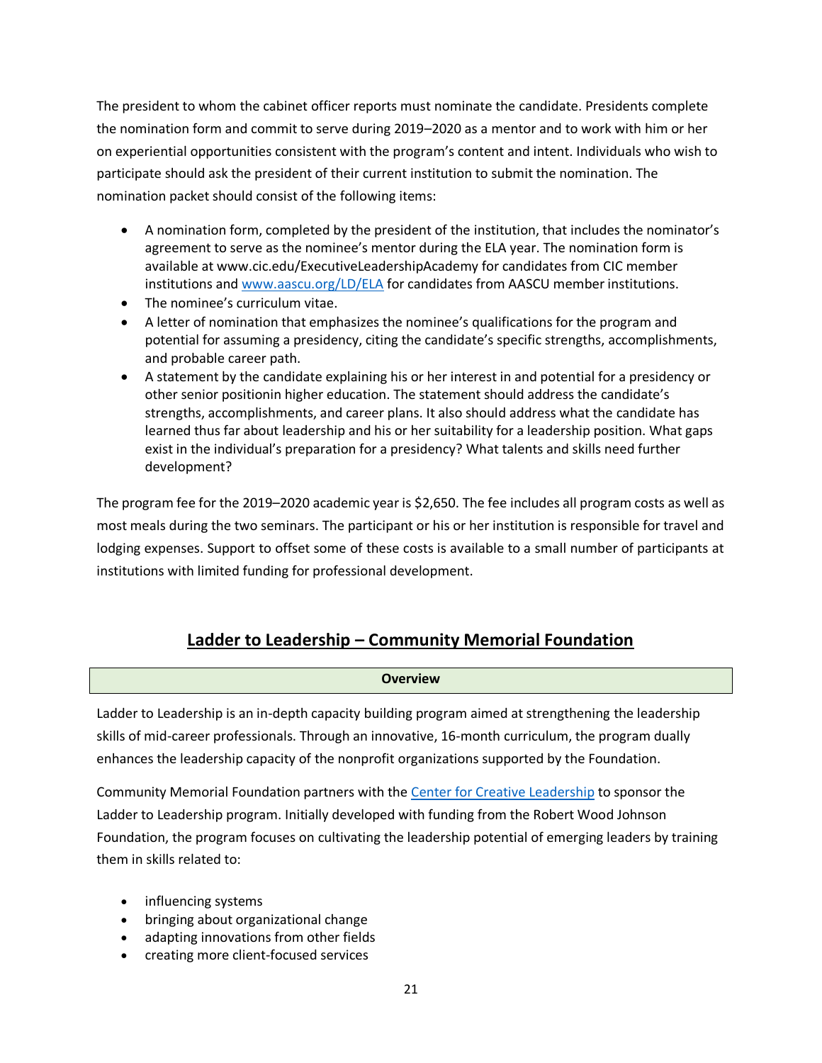The president to whom the cabinet officer reports must nominate the candidate. Presidents complete the nomination form and commit to serve during 2019–2020 as a mentor and to work with him or her on experiential opportunities consistent with the program's content and intent. Individuals who wish to participate should ask the president of their current institution to submit the nomination. The nomination packet should consist of the following items:

- A nomination form, completed by the president of the institution, that includes the nominator's agreement to serve as the nominee's mentor during the ELA year. The nomination form is available at www.cic.edu/ExecutiveLeadershipAcademy for candidates from CIC member institutions and [www.aascu.org/LD/ELA](www.aascu.org/LD/ELA) for candidates from AASCU member institutions.
- The nominee's curriculum vitae.
- A letter of nomination that emphasizes the nominee's qualifications for the program and potential for assuming a presidency, citing the candidate's specific strengths, accomplishments, and probable career path.
- A statement by the candidate explaining his or her interest in and potential for a presidency or other senior positionin higher education. The statement should address the candidate's strengths, accomplishments, and career plans. It also should address what the candidate has learned thus far about leadership and his or her suitability for a leadership position. What gaps exist in the individual's preparation for a presidency? What talents and skills need further development?

The program fee for the 2019–2020 academic year is $2,650. The fee includes all program costs as well as most meals during the two seminars. The participant or his or her institution is responsible for travel and lodging expenses. Support to offset some of these costs is available to a small number of participants at institutions with limited funding for professional development.

## Ladder to Leadership – Community Memorial Foundation

**Overview**

Ladder to Leadership is an in-depth capacity building program aimed at strengthening the leadership skills of mid-career professionals. Through an innovative, 16-month curriculum, the program dually enhances the leadership capacity of the nonprofit organizations supported by the Foundation.

Community Memorial Foundation partners with the Center for Creative Leadership to sponsor the Ladder to Leadership program. Initially developed with funding from the Robert Wood Johnson Foundation, the program focuses on cultivating the leadership potential of emerging leaders by training them in skills related to:

- influencing systems
- bringing about organizational change
- adapting innovations from other fields
- creating more client-focused services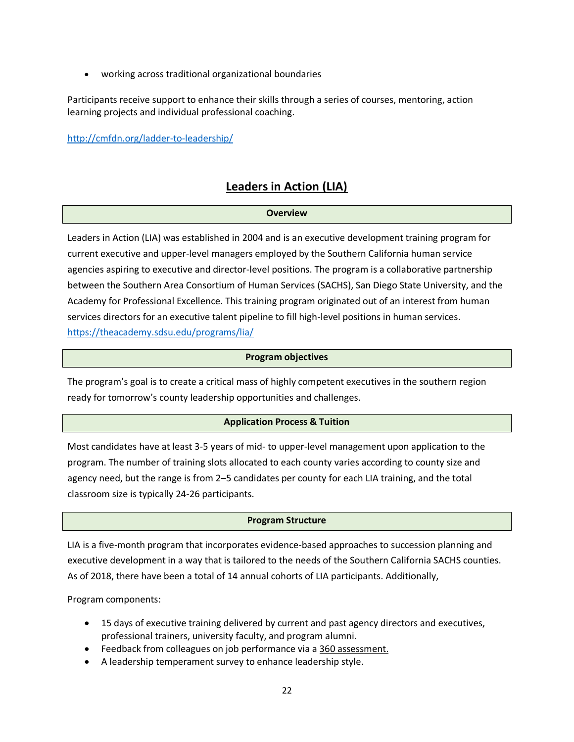- working across traditional organizational boundaries

Participants receive support to enhance their skills through a series of courses, mentoring, action learning projects and individual professional coaching.

http://cmfdn.org/ladder-to-leadership/

## Leaders in Action (LIA)

### Overview

Leaders in Action (LIA) was established in 2004 and is an executive development training program for current executive and upper-level managers employed by the Southern California human service agencies aspiring to executive and director-level positions. The program is a collaborative partnership between the Southern Area Consortium of Human Services (SACHS), San Diego State University, and the Academy for Professional Excellence. This training program originated out of an interest from human services directors for an executive talent pipeline to fill high-level positions in human services. https://theacademy.sdsu.edu/programs/lia/

### Program objectives

The program's goal is to create a critical mass of highly competent executives in the southern region ready for tomorrow's county leadership opportunities and challenges.

### Application Process & Tuition

Most candidates have at least 3-5 years of mid- to upper-level management upon application to the program. The number of training slots allocated to each county varies according to county size and agency need, but the range is from 2–5 candidates per county for each LIA training, and the total classroom size is typically 24-26 participants.

### Program Structure

LIA is a five-month program that incorporates evidence-based approaches to succession planning and executive development in a way that is tailored to the needs of the Southern California SACHS counties. As of 2018, there have been a total of 14 annual cohorts of LIA participants. Additionally,

Program components:

- 15 days of executive training delivered by current and past agency directors and executives, professional trainers, university faculty, and program alumni.
- Feedback from colleagues on job performance via a 360 assessment.
- A leadership temperament survey to enhance leadership style.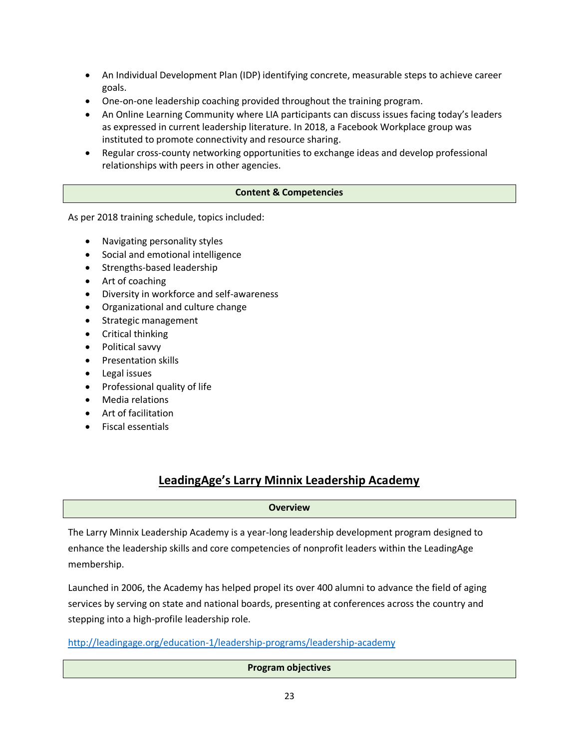- An Individual Development Plan (IDP) identifying concrete, measurable steps to achieve career goals.
- One-on-one leadership coaching provided throughout the training program.
- An Online Learning Community where LIA participants can discuss issues facing today's leaders as expressed in current leadership literature. In 2018, a Facebook Workplace group was instituted to promote connectivity and resource sharing.
- Regular cross-county networking opportunities to exchange ideas and develop professional relationships with peers in other agencies.

**Content & Competencies**

As per 2018 training schedule, topics included:

- Navigating personality styles
- Social and emotional intelligence
- Strengths-based leadership
- Art of coaching
- Diversity in workforce and self-awareness
- Organizational and culture change
- Strategic management
- Critical thinking
- Political savvy
- Presentation skills
- Legal issues
- Professional quality of life
- Media relations
- Art of facilitation
- Fiscal essentials

## LeadingAge's Larry Minnix Leadership Academy

**Overview**

The Larry Minnix Leadership Academy is a year-long leadership development program designed to enhance the leadership skills and core competencies of nonprofit leaders within the LeadingAge membership.

Launched in 2006, the Academy has helped propel its over 400 alumni to advance the field of aging services by serving on state and national boards, presenting at conferences across the country and stepping into a high-profile leadership role.

http://leadingage.org/education-1/leadership-programs/leadership-academy

**Program objectives**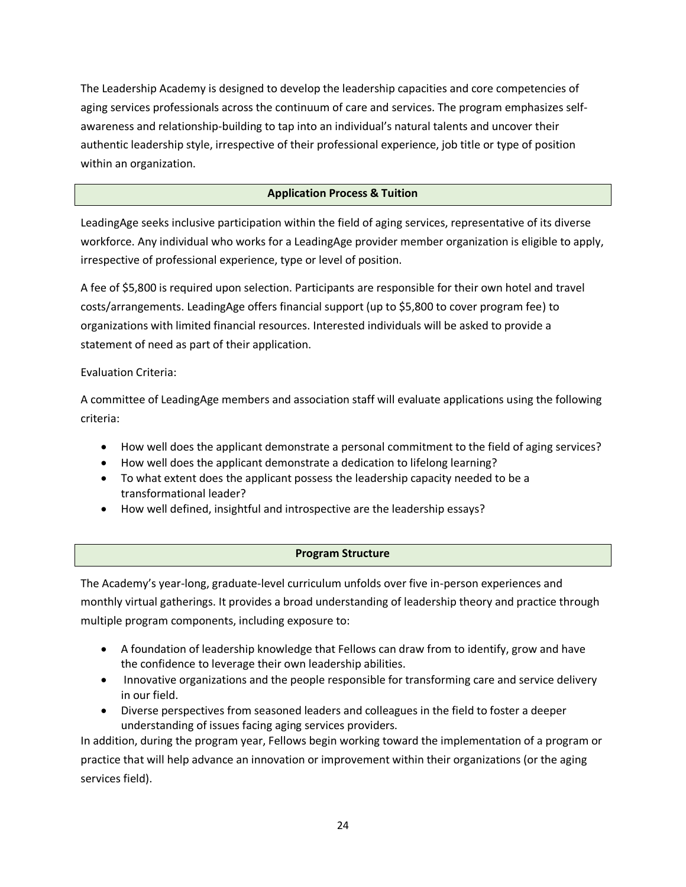The Leadership Academy is designed to develop the leadership capacities and core competencies of aging services professionals across the continuum of care and services. The program emphasizes self-awareness and relationship-building to tap into an individual's natural talents and uncover their authentic leadership style, irrespective of their professional experience, job title or type of position within an organization.

## Application Process & Tuition

LeadingAge seeks inclusive participation within the field of aging services, representative of its diverse workforce. Any individual who works for a LeadingAge provider member organization is eligible to apply, irrespective of professional experience, type or level of position.

A fee of $5,800 is required upon selection. Participants are responsible for their own hotel and travel costs/arrangements. LeadingAge offers financial support (up to $5,800 to cover program fee) to organizations with limited financial resources. Interested individuals will be asked to provide a statement of need as part of their application.

Evaluation Criteria:

A committee of LeadingAge members and association staff will evaluate applications using the following criteria:

- How well does the applicant demonstrate a personal commitment to the field of aging services?
- How well does the applicant demonstrate a dedication to lifelong learning?
- To what extent does the applicant possess the leadership capacity needed to be a transformational leader?
- How well defined, insightful and introspective are the leadership essays?

## Program Structure

The Academy's year-long, graduate-level curriculum unfolds over five in-person experiences and monthly virtual gatherings. It provides a broad understanding of leadership theory and practice through multiple program components, including exposure to:

- A foundation of leadership knowledge that Fellows can draw from to identify, grow and have the confidence to leverage their own leadership abilities.
- Innovative organizations and the people responsible for transforming care and service delivery in our field.
- Diverse perspectives from seasoned leaders and colleagues in the field to foster a deeper understanding of issues facing aging services providers.

In addition, during the program year, Fellows begin working toward the implementation of a program or practice that will help advance an innovation or improvement within their organizations (or the aging services field).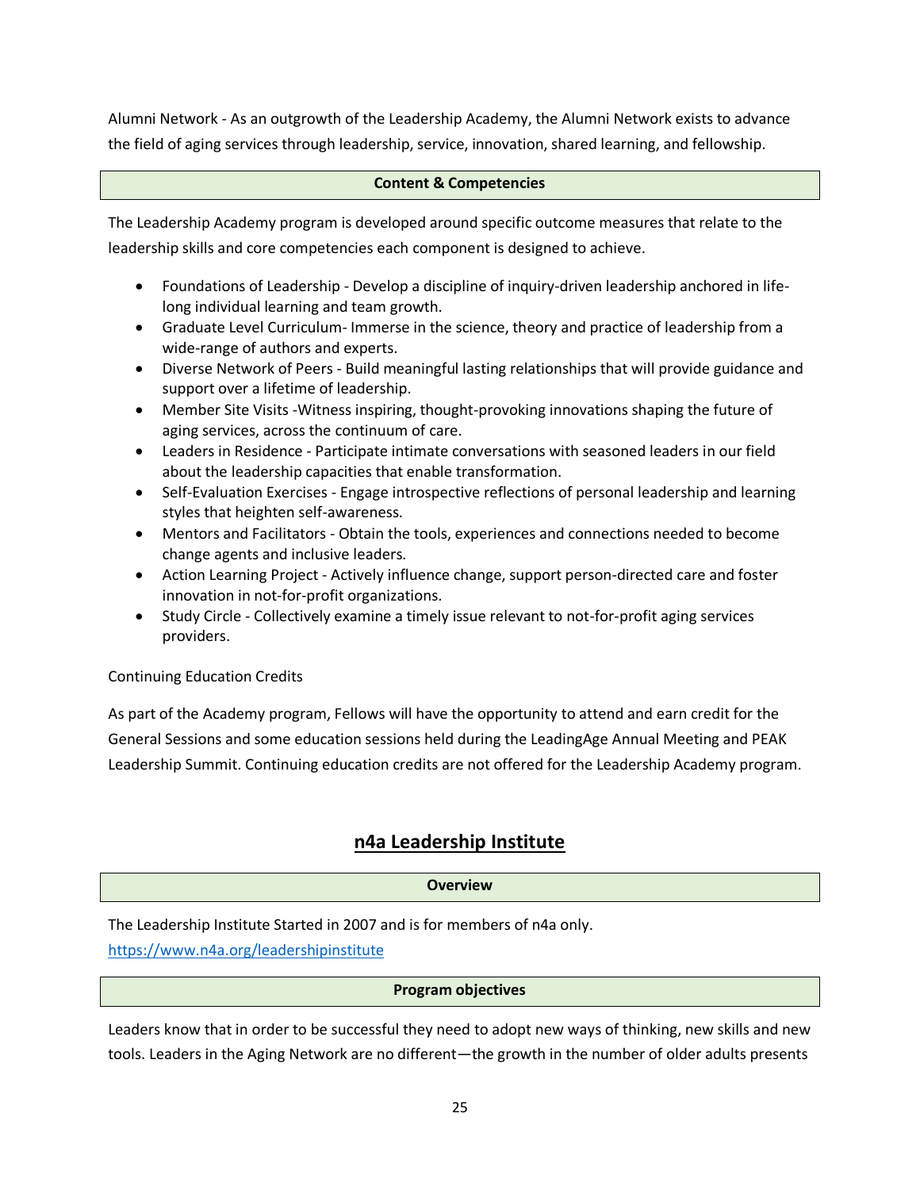Alumni Network - As an outgrowth of the Leadership Academy, the Alumni Network exists to advance the field of aging services through leadership, service, innovation, shared learning, and fellowship.

### Content & Competencies

The Leadership Academy program is developed around specific outcome measures that relate to the leadership skills and core competencies each component is designed to achieve.

- Foundations of Leadership - Develop a discipline of inquiry-driven leadership anchored in life-long individual learning and team growth.
- Graduate Level Curriculum- Immerse in the science, theory and practice of leadership from a wide-range of authors and experts.
- Diverse Network of Peers - Build meaningful lasting relationships that will provide guidance and support over a lifetime of leadership.
- Member Site Visits -Witness inspiring, thought-provoking innovations shaping the future of aging services, across the continuum of care.
- Leaders in Residence - Participate intimate conversations with seasoned leaders in our field about the leadership capacities that enable transformation.
- Self-Evaluation Exercises - Engage introspective reflections of personal leadership and learning styles that heighten self-awareness.
- Mentors and Facilitators - Obtain the tools, experiences and connections needed to become change agents and inclusive leaders.
- Action Learning Project - Actively influence change, support person-directed care and foster innovation in not-for-profit organizations.
- Study Circle - Collectively examine a timely issue relevant to not-for-profit aging services providers.

Continuing Education Credits

As part of the Academy program, Fellows will have the opportunity to attend and earn credit for the General Sessions and some education sessions held during the LeadingAge Annual Meeting and PEAK Leadership Summit. Continuing education credits are not offered for the Leadership Academy program.

## n4a Leadership Institute

### Overview

The Leadership Institute Started in 2007 and is for members of n4a only.
https://www.n4a.org/leadershipinstitute

### Program objectives

Leaders know that in order to be successful they need to adopt new ways of thinking, new skills and new tools. Leaders in the Aging Network are no different—the growth in the number of older adults presents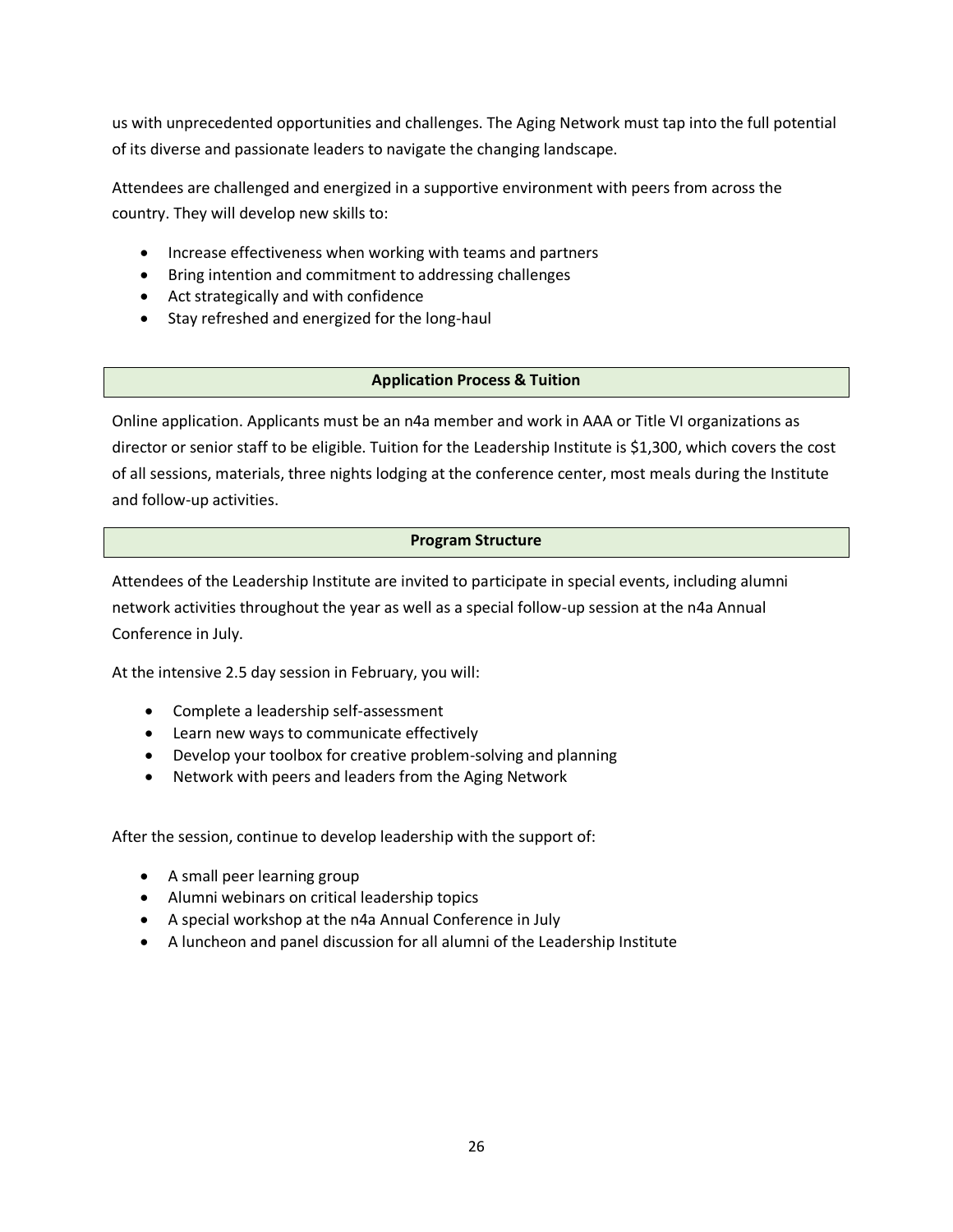us with unprecedented opportunities and challenges. The Aging Network must tap into the full potential of its diverse and passionate leaders to navigate the changing landscape.

Attendees are challenged and energized in a supportive environment with peers from across the country. They will develop new skills to:

- Increase effectiveness when working with teams and partners
- Bring intention and commitment to addressing challenges
- Act strategically and with confidence
- Stay refreshed and energized for the long-haul

## Application Process & Tuition

Online application. Applicants must be an n4a member and work in AAA or Title VI organizations as director or senior staff to be eligible. Tuition for the Leadership Institute is $1,300, which covers the cost of all sessions, materials, three nights lodging at the conference center, most meals during the Institute and follow-up activities.

## Program Structure

Attendees of the Leadership Institute are invited to participate in special events, including alumni network activities throughout the year as well as a special follow-up session at the n4a Annual Conference in July.

At the intensive 2.5 day session in February, you will:

- Complete a leadership self-assessment
- Learn new ways to communicate effectively
- Develop your toolbox for creative problem-solving and planning
- Network with peers and leaders from the Aging Network

After the session, continue to develop leadership with the support of:

- A small peer learning group
- Alumni webinars on critical leadership topics
- A special workshop at the n4a Annual Conference in July
- A luncheon and panel discussion for all alumni of the Leadership Institute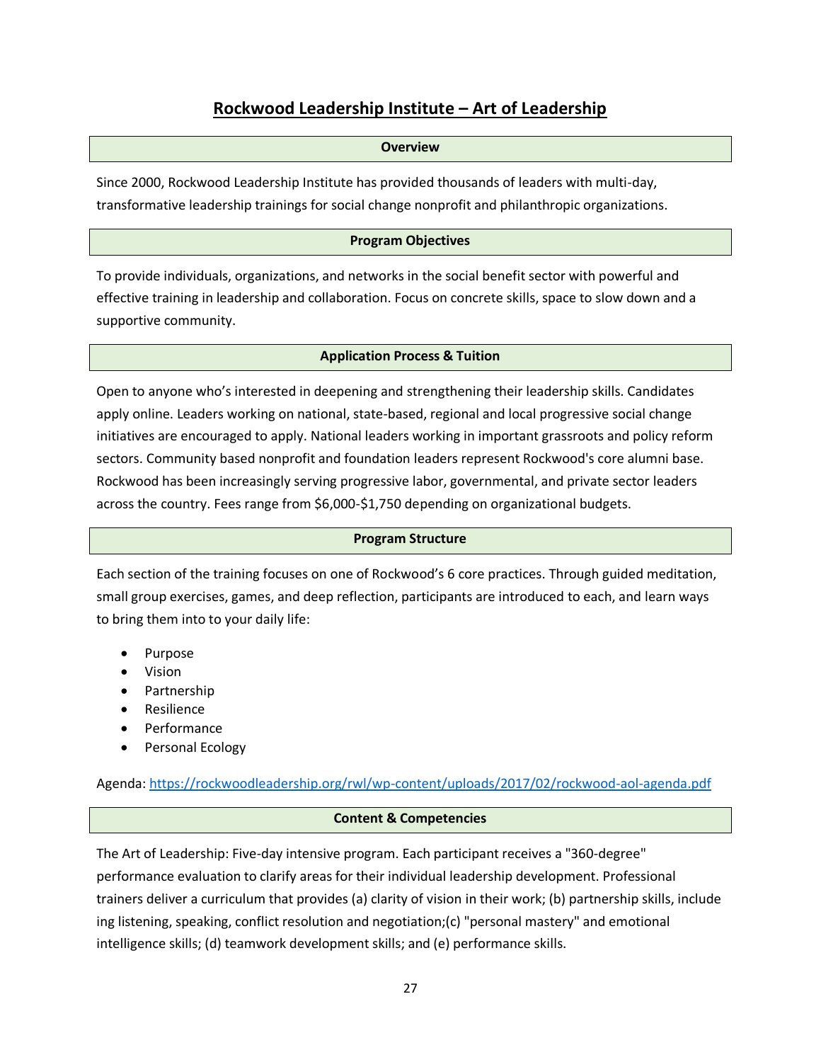# Rockwood Leadership Institute – Art of Leadership

## Overview

Since 2000, Rockwood Leadership Institute has provided thousands of leaders with multi-day, transformative leadership trainings for social change nonprofit and philanthropic organizations.

## Program Objectives

To provide individuals, organizations, and networks in the social benefit sector with powerful and effective training in leadership and collaboration. Focus on concrete skills, space to slow down and a supportive community.

## Application Process & Tuition

Open to anyone who's interested in deepening and strengthening their leadership skills. Candidates apply online. Leaders working on national, state-based, regional and local progressive social change initiatives are encouraged to apply. National leaders working in important grassroots and policy reform sectors. Community based nonprofit and foundation leaders represent Rockwood's core alumni base. Rockwood has been increasingly serving progressive labor, governmental, and private sector leaders across the country. Fees range from $6,000-$1,750 depending on organizational budgets.

## Program Structure

Each section of the training focuses on one of Rockwood's 6 core practices. Through guided meditation, small group exercises, games, and deep reflection, participants are introduced to each, and learn ways to bring them into to your daily life:

- Purpose
- Vision
- Partnership
- Resilience
- Performance
- Personal Ecology

Agenda: https://rockwoodleadership.org/rwl/wp-content/uploads/2017/02/rockwood-aol-agenda.pdf

## Content & Competencies

The Art of Leadership: Five-day intensive program. Each participant receives a "360-degree" performance evaluation to clarify areas for their individual leadership development. Professional trainers deliver a curriculum that provides (a) clarity of vision in their work; (b) partnership skills, include ing listening, speaking, conflict resolution and negotiation;(c) "personal mastery" and emotional intelligence skills; (d) teamwork development skills; and (e) performance skills.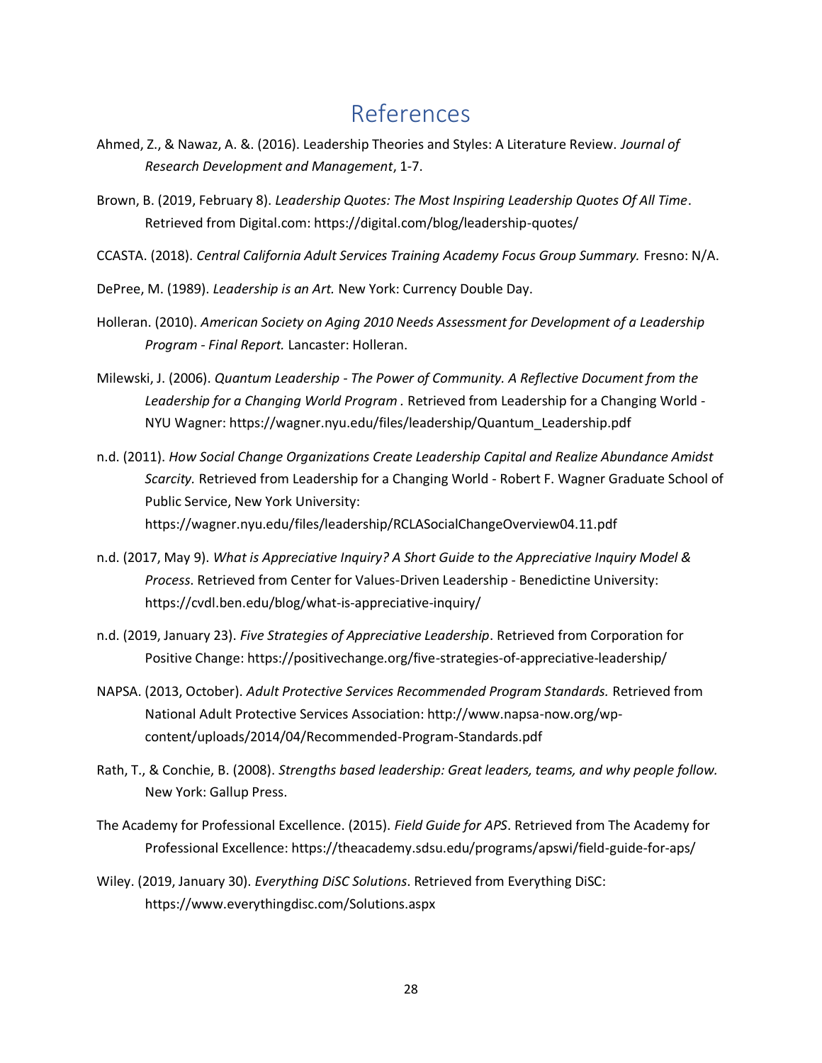# References

Ahmed, Z., & Nawaz, A. &. (2016). Leadership Theories and Styles: A Literature Review. *Journal of Research Development and Management*, 1-7.

Brown, B. (2019, February 8). *Leadership Quotes: The Most Inspiring Leadership Quotes Of All Time*. Retrieved from Digital.com: https://digital.com/blog/leadership-quotes/

CCASTA. (2018). *Central California Adult Services Training Academy Focus Group Summary.* Fresno: N/A.

DePree, M. (1989). *Leadership is an Art.* New York: Currency Double Day.

Holleran. (2010). *American Society on Aging 2010 Needs Assessment for Development of a Leadership Program - Final Report.* Lancaster: Holleran.

Milewski, J. (2006). *Quantum Leadership - The Power of Community. A Reflective Document from the Leadership for a Changing World Program* . Retrieved from Leadership for a Changing World - NYU Wagner: https://wagner.nyu.edu/files/leadership/Quantum_Leadership.pdf

n.d. (2011). *How Social Change Organizations Create Leadership Capital and Realize Abundance Amidst Scarcity.* Retrieved from Leadership for a Changing World - Robert F. Wagner Graduate School of Public Service, New York University: https://wagner.nyu.edu/files/leadership/RCLASocialChangeOverview04.11.pdf

n.d. (2017, May 9). *What is Appreciative Inquiry? A Short Guide to the Appreciative Inquiry Model & Process.* Retrieved from Center for Values-Driven Leadership - Benedictine University: https://cvdl.ben.edu/blog/what-is-appreciative-inquiry/

n.d. (2019, January 23). *Five Strategies of Appreciative Leadership*. Retrieved from Corporation for Positive Change: https://positivechange.org/five-strategies-of-appreciative-leadership/

NAPSA. (2013, October). *Adult Protective Services Recommended Program Standards.* Retrieved from National Adult Protective Services Association: http://www.napsa-now.org/wp-content/uploads/2014/04/Recommended-Program-Standards.pdf

Rath, T., & Conchie, B. (2008). *Strengths based leadership: Great leaders, teams, and why people follow.* New York: Gallup Press.

The Academy for Professional Excellence. (2015). *Field Guide for APS*. Retrieved from The Academy for Professional Excellence: https://theacademy.sdsu.edu/programs/apswi/field-guide-for-aps/

Wiley. (2019, January 30). *Everything DiSC Solutions*. Retrieved from Everything DiSC: https://www.everythingdisc.com/Solutions.aspx